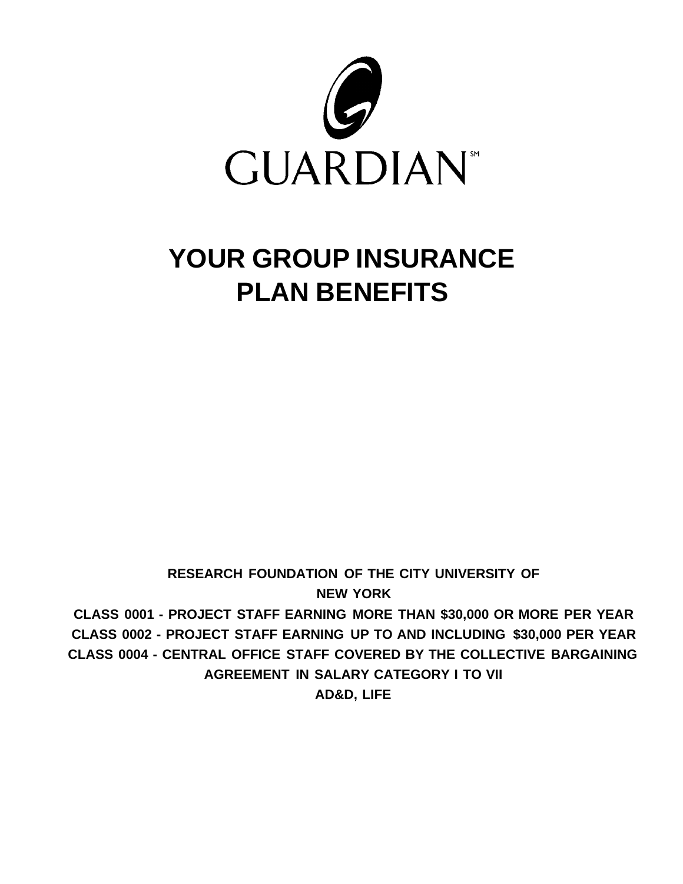GUARDIAN℠

# YOUR GROUP INSURANCE PLAN BENEFITS

**RESEARCH FOUNDATION OF THE CITY UNIVERSITY OF NEW YORK**

**CLASS 0001 - PROJECT STAFF EARNING MORE THAN $30,000 OR MORE PER YEAR**

**CLASS 0002 - PROJECT STAFF EARNING UP TO AND INCLUDING $30,000 PER YEAR**

**CLASS 0004 - CENTRAL OFFICE STAFF COVERED BY THE COLLECTIVE BARGAINING AGREEMENT IN SALARY CATEGORY I TO VII**

**AD&D, LIFE**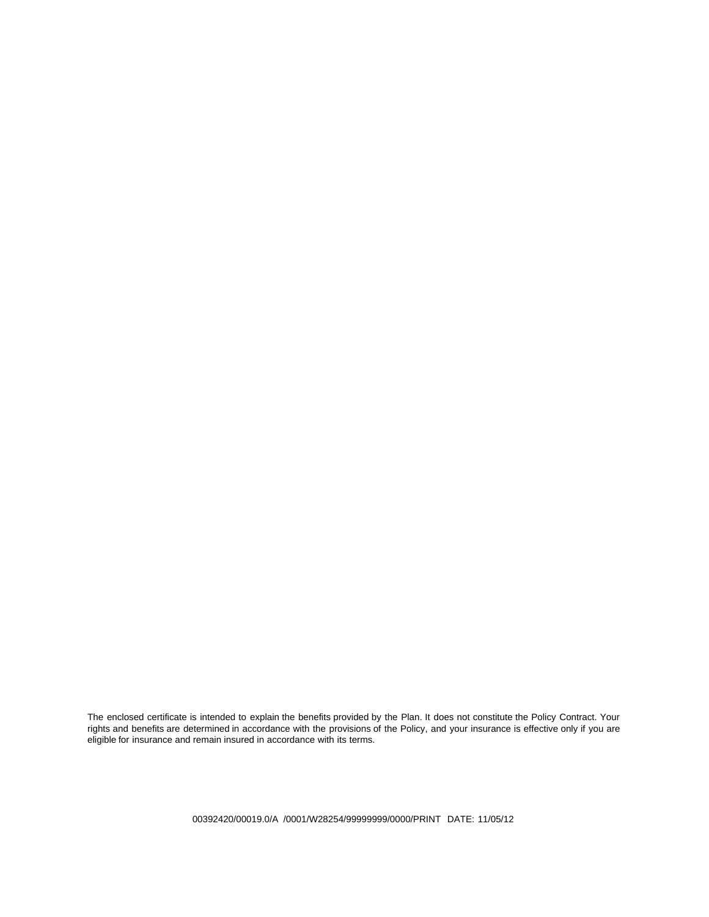The enclosed certificate is intended to explain the benefits provided by the Plan. It does not constitute the Policy Contract. Your rights and benefits are determined in accordance with the provisions of the Policy, and your insurance is effective only if you are eligible for insurance and remain insured in accordance with its terms.

00392420/00019.0/A /0001/W28254/99999999/0000/PRINT DATE: 11/05/12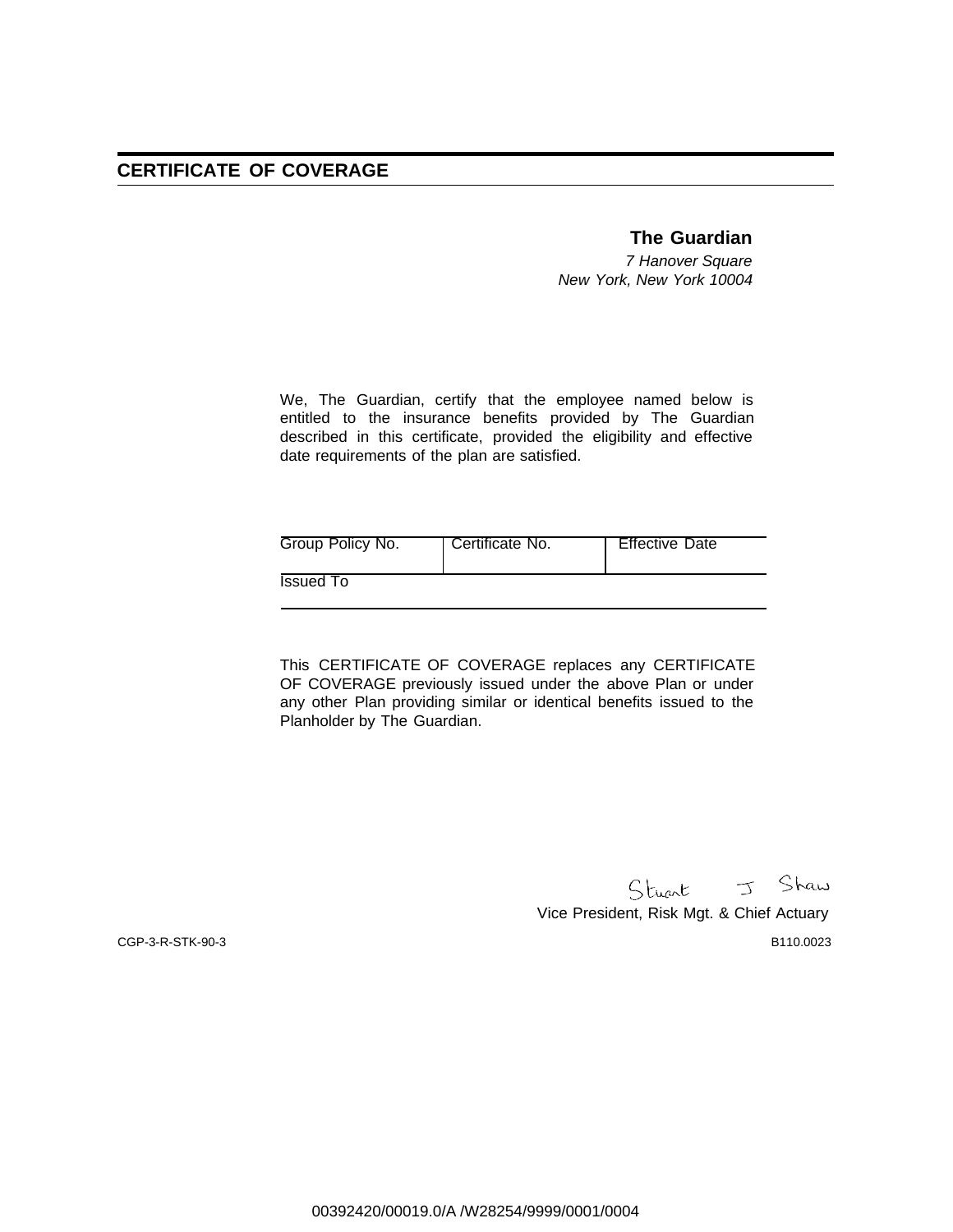# CERTIFICATE OF COVERAGE

**The Guardian**
*7 Hanover Square*
*New York, New York 10004*

We, The Guardian, certify that the employee named below is entitled to the insurance benefits provided by The Guardian described in this certificate, provided the eligibility and effective date requirements of the plan are satisfied.

| Group Policy No. | Certificate No. | Effective Date |
|---|---|---|
| Issued To | | |

This CERTIFICATE OF COVERAGE replaces any CERTIFICATE OF COVERAGE previously issued under the above Plan or under any other Plan providing similar or identical benefits issued to the Planholder by The Guardian.

Stuart J Shaw
Vice President, Risk Mgt. & Chief Actuary

CGP-3-R-STK-90-3

B110.0023

00392420/00019.0/A /W28254/9999/0001/0004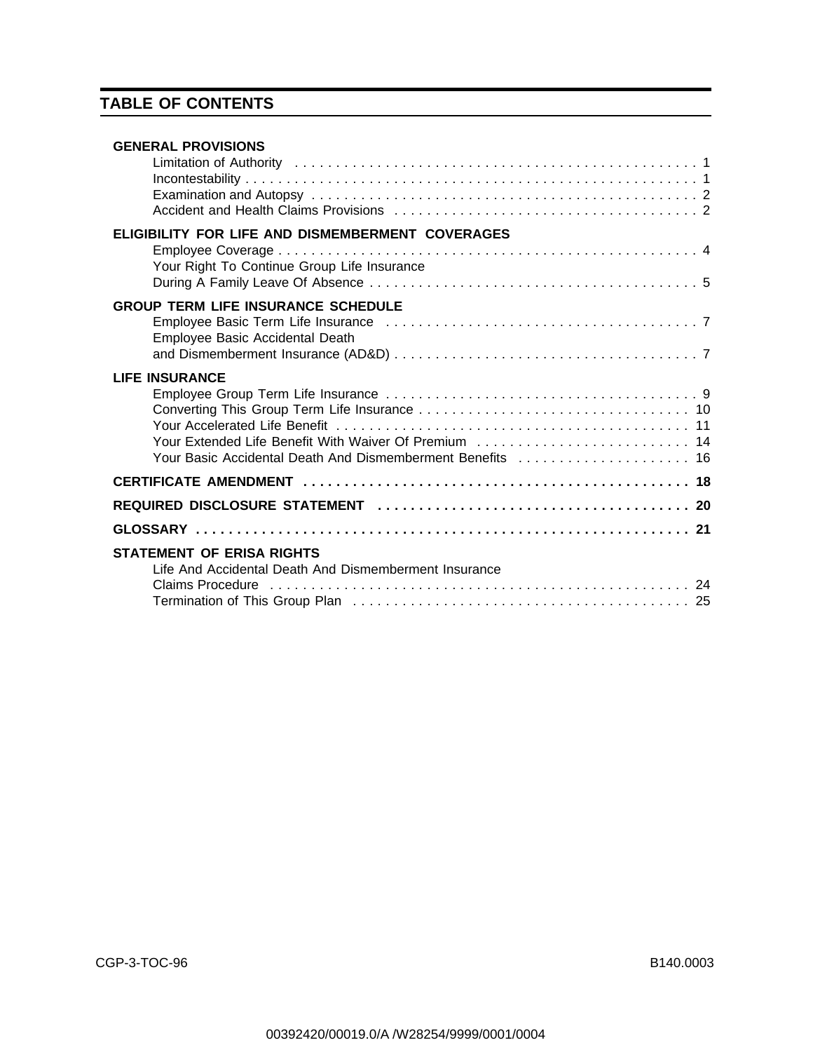## TABLE OF CONTENTS

**GENERAL PROVISIONS**

- Limitation of Authority . . . . 1
- Incontestability . . . . 1
- Examination and Autopsy . . . . 2
- Accident and Health Claims Provisions . . . . 2

**ELIGIBILITY FOR LIFE AND DISMEMBERMENT COVERAGES**

- Employee Coverage . . . . 4
- Your Right To Continue Group Life Insurance During A Family Leave Of Absence . . . . 5

**GROUP TERM LIFE INSURANCE SCHEDULE**

- Employee Basic Term Life Insurance . . . . 7
- Employee Basic Accidental Death and Dismemberment Insurance (AD&D) . . . . 7

**LIFE INSURANCE**

- Employee Group Term Life Insurance . . . . 9
- Converting This Group Term Life Insurance . . . . 10
- Your Accelerated Life Benefit . . . . 11
- Your Extended Life Benefit With Waiver Of Premium . . . . 14
- Your Basic Accidental Death And Dismemberment Benefits . . . . 16

**CERTIFICATE AMENDMENT . . . . 18**

**REQUIRED DISCLOSURE STATEMENT . . . . 20**

**GLOSSARY . . . . 21**

**STATEMENT OF ERISA RIGHTS**

- Life And Accidental Death And Dismemberment Insurance Claims Procedure . . . . 24
- Termination of This Group Plan . . . . 25

CGP-3-TOC-96 B140.0003

00392420/00019.0/A /W28254/9999/0001/0004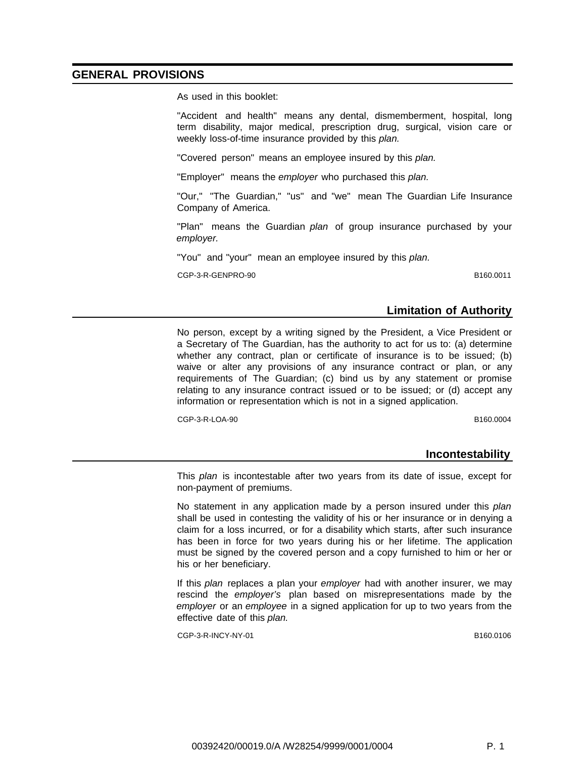## GENERAL PROVISIONS

As used in this booklet:

"Accident and health" means any dental, dismemberment, hospital, long term disability, major medical, prescription drug, surgical, vision care or weekly loss-of-time insurance provided by this *plan.*

"Covered person" means an employee insured by this *plan.*

"Employer" means the *employer* who purchased this *plan.*

"Our," "The Guardian," "us" and "we" mean The Guardian Life Insurance Company of America.

"Plan" means the Guardian *plan* of group insurance purchased by your *employer.*

"You" and "your" mean an employee insured by this *plan.*

CGP-3-R-GENPRO-90 B160.0011

### Limitation of Authority

No person, except by a writing signed by the President, a Vice President or a Secretary of The Guardian, has the authority to act for us to: (a) determine whether any contract, plan or certificate of insurance is to be issued; (b) waive or alter any provisions of any insurance contract or plan, or any requirements of The Guardian; (c) bind us by any statement or promise relating to any insurance contract issued or to be issued; or (d) accept any information or representation which is not in a signed application.

CGP-3-R-LOA-90 B160.0004

### Incontestability

This *plan* is incontestable after two years from its date of issue, except for non-payment of premiums.

No statement in any application made by a person insured under this *plan* shall be used in contesting the validity of his or her insurance or in denying a claim for a loss incurred, or for a disability which starts, after such insurance has been in force for two years during his or her lifetime. The application must be signed by the covered person and a copy furnished to him or her or his or her beneficiary.

If this *plan* replaces a plan your *employer* had with another insurer, we may rescind the *employer's* plan based on misrepresentations made by the *employer* or an *employee* in a signed application for up to two years from the effective date of this *plan.*

CGP-3-R-INCY-NY-01 B160.0106

00392420/00019.0/A /W28254/9999/0001/0004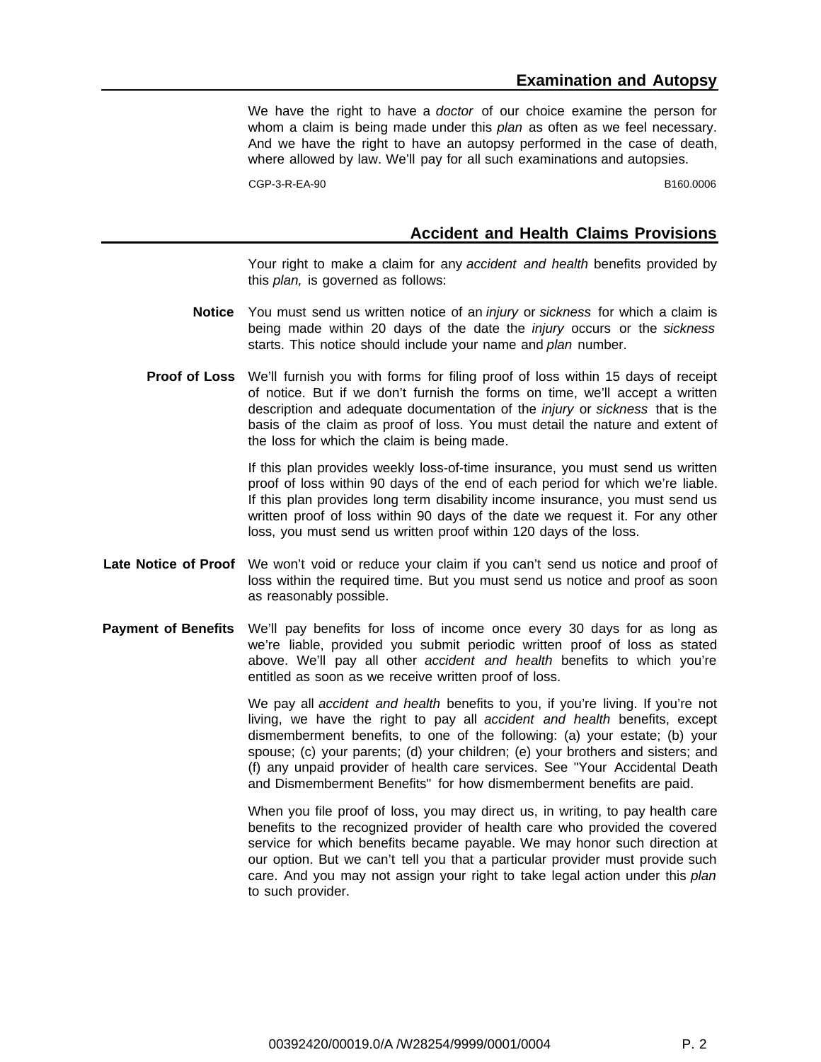## Examination and Autopsy

We have the right to have a *doctor* of our choice examine the person for whom a claim is being made under this *plan* as often as we feel necessary. And we have the right to have an autopsy performed in the case of death, where allowed by law. We'll pay for all such examinations and autopsies.

CGP-3-R-EA-90 B160.0006

## Accident and Health Claims Provisions

Your right to make a claim for any *accident and health* benefits provided by this *plan,* is governed as follows:

**Notice** You must send us written notice of an *injury* or *sickness* for which a claim is being made within 20 days of the date the *injury* occurs or the *sickness* starts. This notice should include your name and *plan* number.

**Proof of Loss** We'll furnish you with forms for filing proof of loss within 15 days of receipt of notice. But if we don't furnish the forms on time, we'll accept a written description and adequate documentation of the *injury* or *sickness* that is the basis of the claim as proof of loss. You must detail the nature and extent of the loss for which the claim is being made.

If this plan provides weekly loss-of-time insurance, you must send us written proof of loss within 90 days of the end of each period for which we're liable. If this plan provides long term disability income insurance, you must send us written proof of loss within 90 days of the date we request it. For any other loss, you must send us written proof within 120 days of the loss.

**Late Notice of Proof** We won't void or reduce your claim if you can't send us notice and proof of loss within the required time. But you must send us notice and proof as soon as reasonably possible.

**Payment of Benefits** We'll pay benefits for loss of income once every 30 days for as long as we're liable, provided you submit periodic written proof of loss as stated above. We'll pay all other *accident and health* benefits to which you're entitled as soon as we receive written proof of loss.

We pay all *accident and health* benefits to you, if you're living. If you're not living, we have the right to pay all *accident and health* benefits, except dismemberment benefits, to one of the following: (a) your estate; (b) your spouse; (c) your parents; (d) your children; (e) your brothers and sisters; and (f) any unpaid provider of health care services. See "Your Accidental Death and Dismemberment Benefits" for how dismemberment benefits are paid.

When you file proof of loss, you may direct us, in writing, to pay health care benefits to the recognized provider of health care who provided the covered service for which benefits became payable. We may honor such direction at our option. But we can't tell you that a particular provider must provide such care. And you may not assign your right to take legal action under this *plan* to such provider.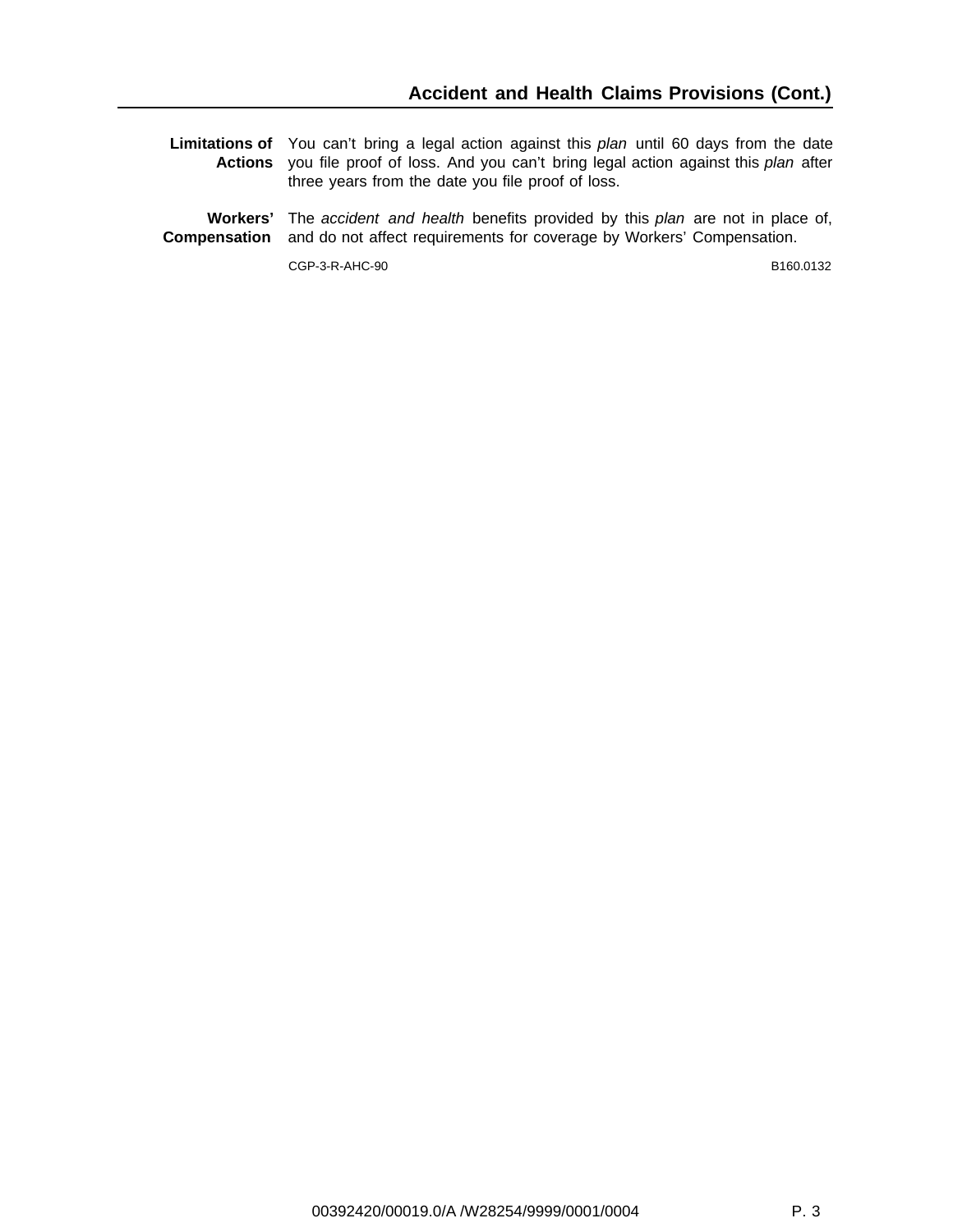## Accident and Health Claims Provisions (Cont.)

**Limitations of Actions** You can't bring a legal action against this *plan* until 60 days from the date you file proof of loss. And you can't bring legal action against this *plan* after three years from the date you file proof of loss.

**Workers' Compensation** The *accident and health* benefits provided by this *plan* are not in place of, and do not affect requirements for coverage by Workers' Compensation.

CGP-3-R-AHC-90 B160.0132

00392420/00019.0/A /W28254/9999/0001/0004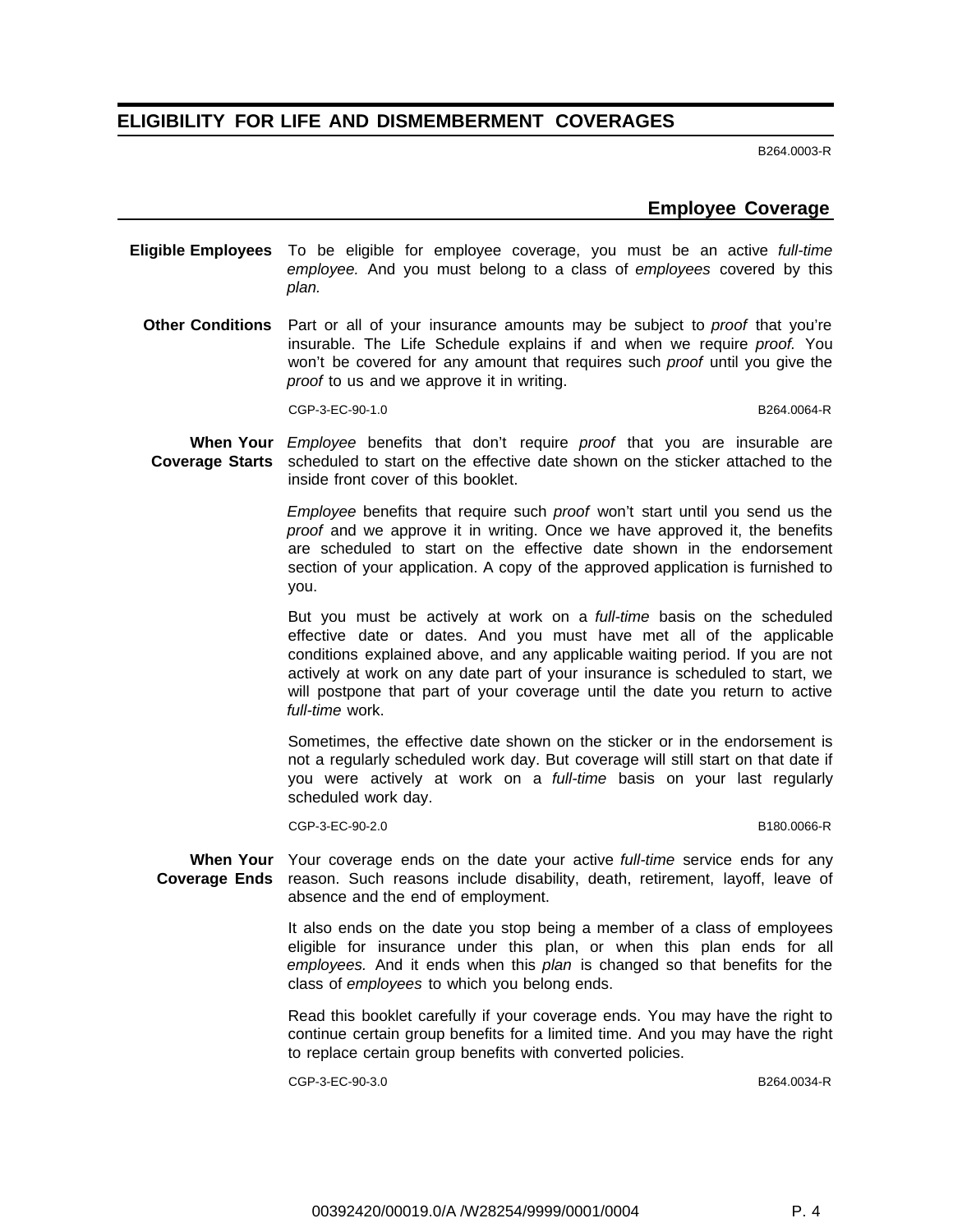## ELIGIBILITY FOR LIFE AND DISMEMBERMENT COVERAGES

B264.0003-R

### Employee Coverage

**Eligible Employees** To be eligible for employee coverage, you must be an active *full-time employee.* And you must belong to a class of *employees* covered by this *plan.*

**Other Conditions** Part or all of your insurance amounts may be subject to *proof* that you're insurable. The Life Schedule explains if and when we require *proof.* You won't be covered for any amount that requires such *proof* until you give the *proof* to us and we approve it in writing.

CGP-3-EC-90-1.0 B264.0064-R

**When Your Coverage Starts** *Employee* benefits that don't require *proof* that you are insurable are scheduled to start on the effective date shown on the sticker attached to the inside front cover of this booklet.

*Employee* benefits that require such *proof* won't start until you send us the *proof* and we approve it in writing. Once we have approved it, the benefits are scheduled to start on the effective date shown in the endorsement section of your application. A copy of the approved application is furnished to you.

But you must be actively at work on a *full-time* basis on the scheduled effective date or dates. And you must have met all of the applicable conditions explained above, and any applicable waiting period. If you are not actively at work on any date part of your insurance is scheduled to start, we will postpone that part of your coverage until the date you return to active *full-time* work.

Sometimes, the effective date shown on the sticker or in the endorsement is not a regularly scheduled work day. But coverage will still start on that date if you were actively at work on a *full-time* basis on your last regularly scheduled work day.

CGP-3-EC-90-2.0 B180.0066-R

**When Your Coverage Ends** Your coverage ends on the date your active *full-time* service ends for any reason. Such reasons include disability, death, retirement, layoff, leave of absence and the end of employment.

It also ends on the date you stop being a member of a class of employees eligible for insurance under this plan, or when this plan ends for all *employees.* And it ends when this *plan* is changed so that benefits for the class of *employees* to which you belong ends.

Read this booklet carefully if your coverage ends. You may have the right to continue certain group benefits for a limited time. And you may have the right to replace certain group benefits with converted policies.

CGP-3-EC-90-3.0 B264.0034-R

00392420/00019.0/A /W28254/9999/0001/0004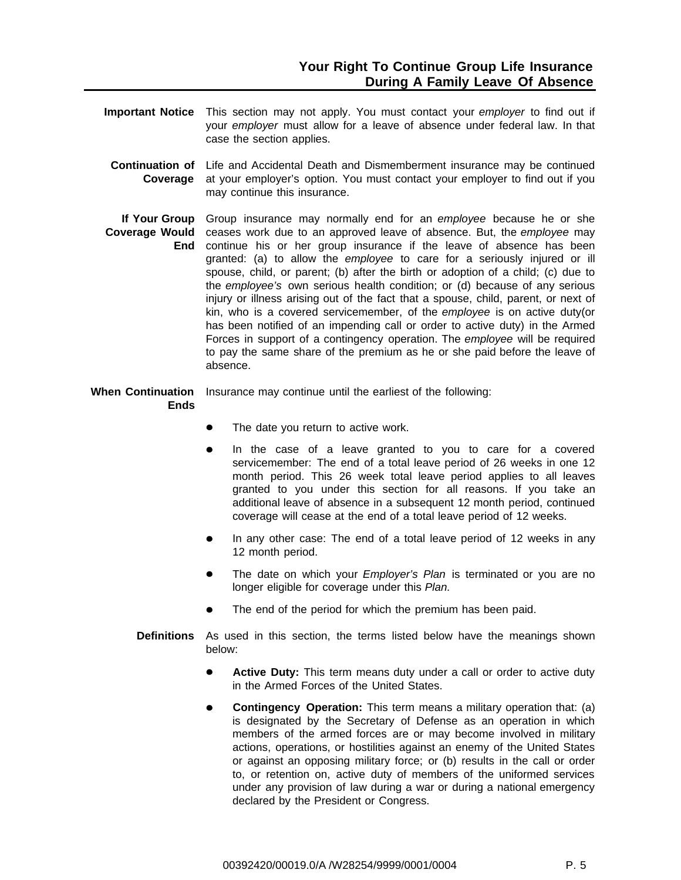## Your Right To Continue Group Life Insurance During A Family Leave Of Absence

**Important Notice** This section may not apply. You must contact your *employer* to find out if your *employer* must allow for a leave of absence under federal law. In that case the section applies.

**Continuation of Coverage** Life and Accidental Death and Dismemberment insurance may be continued at your employer's option. You must contact your employer to find out if you may continue this insurance.

**If Your Group Coverage Would End** Group insurance may normally end for an *employee* because he or she ceases work due to an approved leave of absence. But, the *employee* may continue his or her group insurance if the leave of absence has been granted: (a) to allow the *employee* to care for a seriously injured or ill spouse, child, or parent; (b) after the birth or adoption of a child; (c) due to the *employee's* own serious health condition; or (d) because of any serious injury or illness arising out of the fact that a spouse, child, parent, or next of kin, who is a covered servicemember, of the *employee* is on active duty(or has been notified of an impending call or order to active duty) in the Armed Forces in support of a contingency operation. The *employee* will be required to pay the same share of the premium as he or she paid before the leave of absence.

**When Continuation Ends** Insurance may continue until the earliest of the following:

- The date you return to active work.
- In the case of a leave granted to you to care for a covered servicemember: The end of a total leave period of 26 weeks in one 12 month period. This 26 week total leave period applies to all leaves granted to you under this section for all reasons. If you take an additional leave of absence in a subsequent 12 month period, continued coverage will cease at the end of a total leave period of 12 weeks.
- In any other case: The end of a total leave period of 12 weeks in any 12 month period.
- The date on which your *Employer's Plan* is terminated or you are no longer eligible for coverage under this *Plan.*
- The end of the period for which the premium has been paid.

**Definitions** As used in this section, the terms listed below have the meanings shown below:

- **Active Duty:** This term means duty under a call or order to active duty in the Armed Forces of the United States.
- **Contingency Operation:** This term means a military operation that: (a) is designated by the Secretary of Defense as an operation in which members of the armed forces are or may become involved in military actions, operations, or hostilities against an enemy of the United States or against an opposing military force; or (b) results in the call or order to, or retention on, active duty of members of the uniformed services under any provision of law during a war or during a national emergency declared by the President or Congress.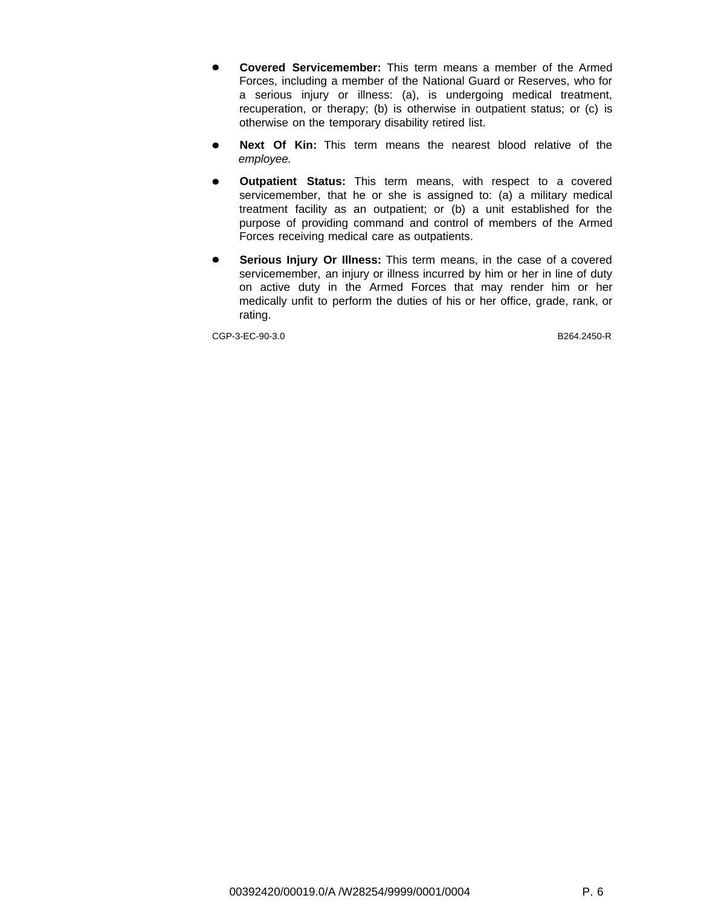- **Covered Servicemember:** This term means a member of the Armed Forces, including a member of the National Guard or Reserves, who for a serious injury or illness: (a), is undergoing medical treatment, recuperation, or therapy; (b) is otherwise in outpatient status; or (c) is otherwise on the temporary disability retired list.

- **Next Of Kin:** This term means the nearest blood relative of the *employee.*

- **Outpatient Status:** This term means, with respect to a covered servicemember, that he or she is assigned to: (a) a military medical treatment facility as an outpatient; or (b) a unit established for the purpose of providing command and control of members of the Armed Forces receiving medical care as outpatients.

- **Serious Injury Or Illness:** This term means, in the case of a covered servicemember, an injury or illness incurred by him or her in line of duty on active duty in the Armed Forces that may render him or her medically unfit to perform the duties of his or her office, grade, rank, or rating.

CGP-3-EC-90-3.0 B264.2450-R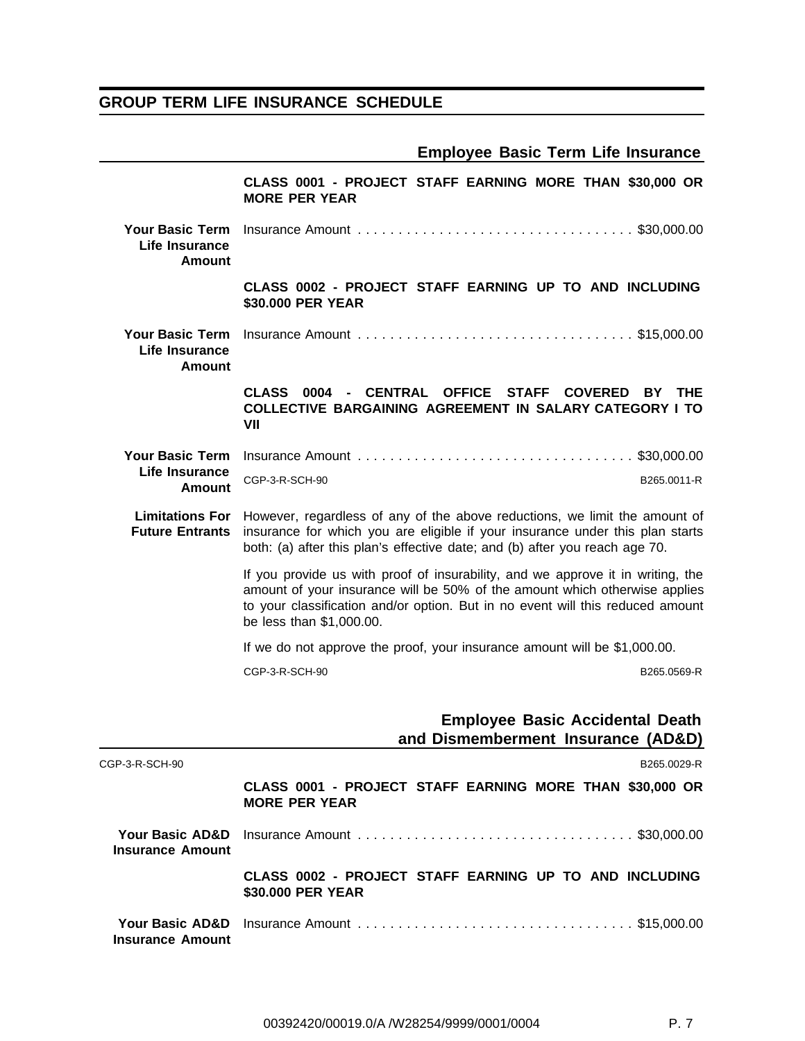## GROUP TERM LIFE INSURANCE SCHEDULE

### Employee Basic Term Life Insurance

**CLASS 0001 - PROJECT STAFF EARNING MORE THAN $30,000 OR MORE PER YEAR**

**Your Basic Term Life Insurance Amount**

Insurance Amount . . . . . . . . . . . . . . . . . . . . . . . . . . . . . . . . . . $30,000.00

**CLASS 0002 - PROJECT STAFF EARNING UP TO AND INCLUDING $30.000 PER YEAR**

**Your Basic Term Life Insurance Amount**

Insurance Amount . . . . . . . . . . . . . . . . . . . . . . . . . . . . . . . . . . $15,000.00

**CLASS 0004 - CENTRAL OFFICE STAFF COVERED BY THE COLLECTIVE BARGAINING AGREEMENT IN SALARY CATEGORY I TO VII**

**Your Basic Term Life Insurance Amount**

Insurance Amount . . . . . . . . . . . . . . . . . . . . . . . . . . . . . . . . . . $30,000.00

CGP-3-R-SCH-90 B265.0011-R

**Limitations For Future Entrants**

However, regardless of any of the above reductions, we limit the amount of insurance for which you are eligible if your insurance under this plan starts both: (a) after this plan's effective date; and (b) after you reach age 70.

If you provide us with proof of insurability, and we approve it in writing, the amount of your insurance will be 50% of the amount which otherwise applies to your classification and/or option. But in no event will this reduced amount be less than $1,000.00.

If we do not approve the proof, your insurance amount will be $1,000.00.

CGP-3-R-SCH-90 B265.0569-R

### Employee Basic Accidental Death and Dismemberment Insurance (AD&D)

CGP-3-R-SCH-90 B265.0029-R

**CLASS 0001 - PROJECT STAFF EARNING MORE THAN $30,000 OR MORE PER YEAR**

**Your Basic AD&D Insurance Amount**

Insurance Amount . . . . . . . . . . . . . . . . . . . . . . . . . . . . . . . . . . $30,000.00

**CLASS 0002 - PROJECT STAFF EARNING UP TO AND INCLUDING $30.000 PER YEAR**

**Your Basic AD&D Insurance Amount**

Insurance Amount . . . . . . . . . . . . . . . . . . . . . . . . . . . . . . . . . . $15,000.00

00392420/00019.0/A /W28254/9999/0001/0004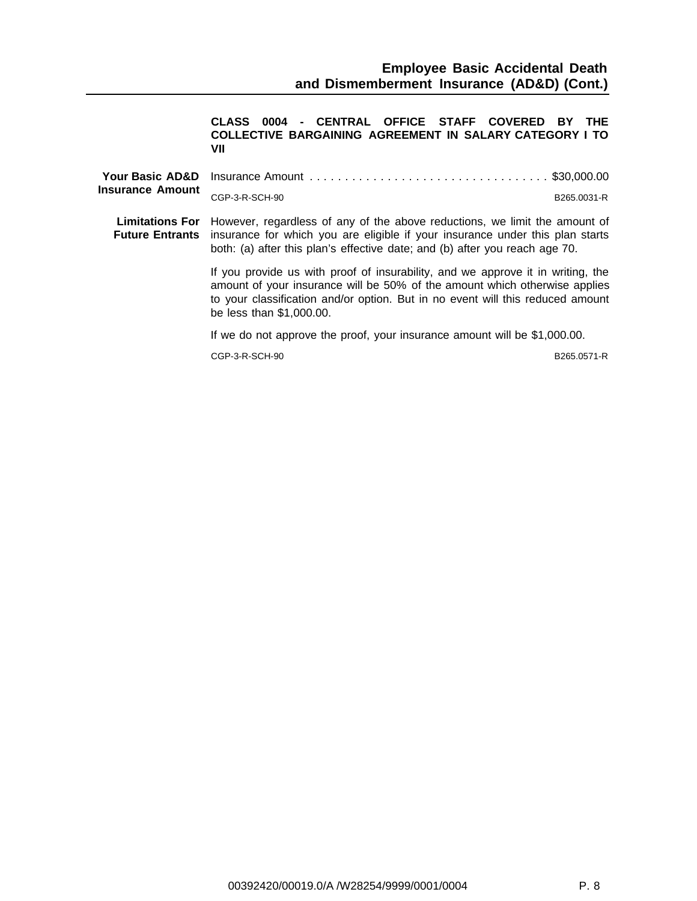## CLASS 0004 - CENTRAL OFFICE STAFF COVERED BY THE COLLECTIVE BARGAINING AGREEMENT IN SALARY CATEGORY I TO VII

**Your Basic AD&D Insurance Amount**

Insurance Amount . . . . . . . . . . . . . . . . . . . . . . . . . . . . . . . . . . $30,000.00

CGP-3-R-SCH-90 B265.0031-R

**Limitations For Future Entrants**

However, regardless of any of the above reductions, we limit the amount of insurance for which you are eligible if your insurance under this plan starts both: (a) after this plan's effective date; and (b) after you reach age 70.

If you provide us with proof of insurability, and we approve it in writing, the amount of your insurance will be 50% of the amount which otherwise applies to your classification and/or option. But in no event will this reduced amount be less than $1,000.00.

If we do not approve the proof, your insurance amount will be $1,000.00.

CGP-3-R-SCH-90 B265.0571-R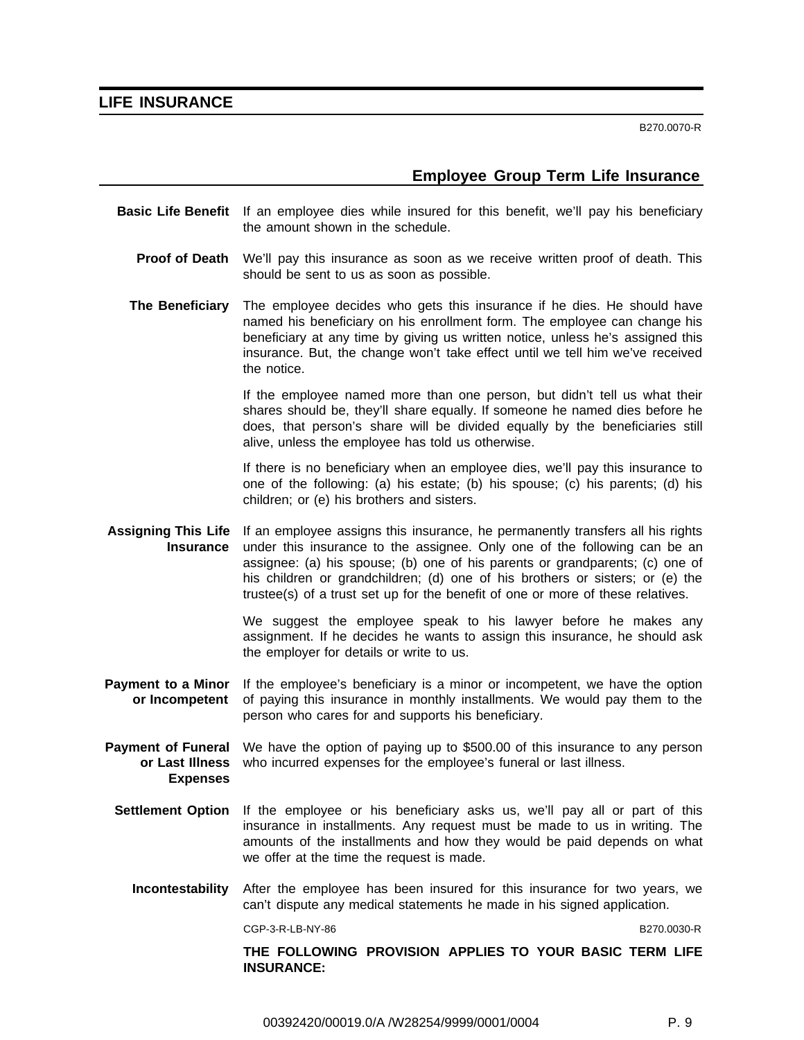## LIFE INSURANCE

B270.0070-R

### Employee Group Term Life Insurance

**Basic Life Benefit** If an employee dies while insured for this benefit, we'll pay his beneficiary the amount shown in the schedule.

**Proof of Death** We'll pay this insurance as soon as we receive written proof of death. This should be sent to us as soon as possible.

**The Beneficiary** The employee decides who gets this insurance if he dies. He should have named his beneficiary on his enrollment form. The employee can change his beneficiary at any time by giving us written notice, unless he's assigned this insurance. But, the change won't take effect until we tell him we've received the notice.

If the employee named more than one person, but didn't tell us what their shares should be, they'll share equally. If someone he named dies before he does, that person's share will be divided equally by the beneficiaries still alive, unless the employee has told us otherwise.

If there is no beneficiary when an employee dies, we'll pay this insurance to one of the following: (a) his estate; (b) his spouse; (c) his parents; (d) his children; or (e) his brothers and sisters.

**Assigning This Life Insurance** If an employee assigns this insurance, he permanently transfers all his rights under this insurance to the assignee. Only one of the following can be an assignee: (a) his spouse; (b) one of his parents or grandparents; (c) one of his children or grandchildren; (d) one of his brothers or sisters; or (e) the trustee(s) of a trust set up for the benefit of one or more of these relatives.

We suggest the employee speak to his lawyer before he makes any assignment. If he decides he wants to assign this insurance, he should ask the employer for details or write to us.

**Payment to a Minor or Incompetent** If the employee's beneficiary is a minor or incompetent, we have the option of paying this insurance in monthly installments. We would pay them to the person who cares for and supports his beneficiary.

**Payment of Funeral or Last Illness Expenses** We have the option of paying up to $500.00 of this insurance to any person who incurred expenses for the employee's funeral or last illness.

**Settlement Option** If the employee or his beneficiary asks us, we'll pay all or part of this insurance in installments. Any request must be made to us in writing. The amounts of the installments and how they would be paid depends on what we offer at the time the request is made.

**Incontestability** After the employee has been insured for this insurance for two years, we can't dispute any medical statements he made in his signed application.

CGP-3-R-LB-NY-86 B270.0030-R

**THE FOLLOWING PROVISION APPLIES TO YOUR BASIC TERM LIFE INSURANCE:**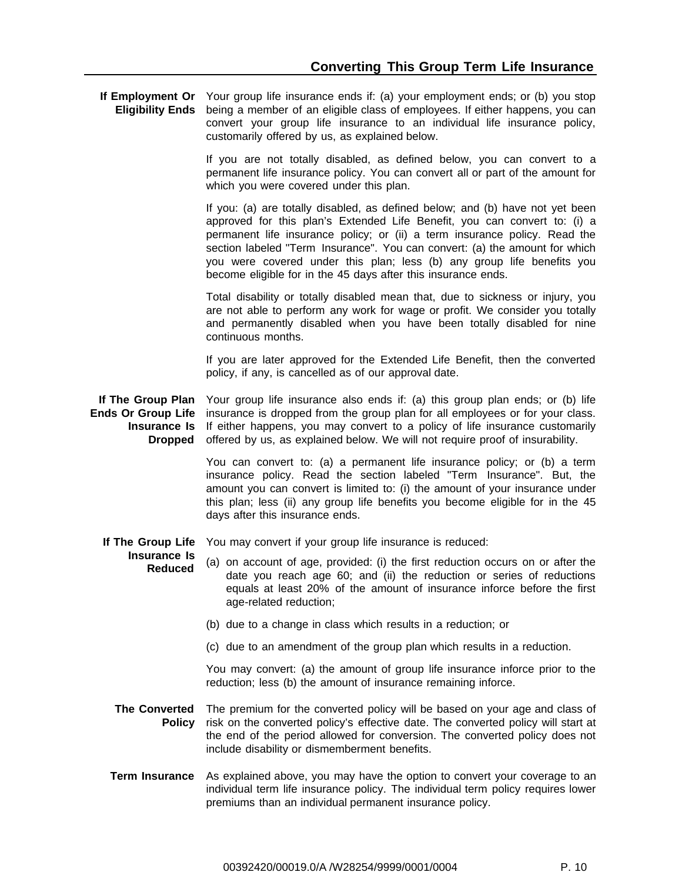## Converting This Group Term Life Insurance

**If Employment Or Eligibility Ends**

Your group life insurance ends if: (a) your employment ends; or (b) you stop being a member of an eligible class of employees. If either happens, you can convert your group life insurance to an individual life insurance policy, customarily offered by us, as explained below.

If you are not totally disabled, as defined below, you can convert to a permanent life insurance policy. You can convert all or part of the amount for which you were covered under this plan.

If you: (a) are totally disabled, as defined below; and (b) have not yet been approved for this plan's Extended Life Benefit, you can convert to: (i) a permanent life insurance policy; or (ii) a term insurance policy. Read the section labeled "Term Insurance". You can convert: (a) the amount for which you were covered under this plan; less (b) any group life benefits you become eligible for in the 45 days after this insurance ends.

Total disability or totally disabled mean that, due to sickness or injury, you are not able to perform any work for wage or profit. We consider you totally and permanently disabled when you have been totally disabled for nine continuous months.

If you are later approved for the Extended Life Benefit, then the converted policy, if any, is cancelled as of our approval date.

**If The Group Plan Ends Or Group Life Insurance Is Dropped**

Your group life insurance also ends if: (a) this group plan ends; or (b) life insurance is dropped from the group plan for all employees or for your class. If either happens, you may convert to a policy of life insurance customarily offered by us, as explained below. We will not require proof of insurability.

You can convert to: (a) a permanent life insurance policy; or (b) a term insurance policy. Read the section labeled "Term Insurance". But, the amount you can convert is limited to: (i) the amount of your insurance under this plan; less (ii) any group life benefits you become eligible for in the 45 days after this insurance ends.

**If The Group Life Insurance Is Reduced**

You may convert if your group life insurance is reduced:

(a) on account of age, provided: (i) the first reduction occurs on or after the date you reach age 60; and (ii) the reduction or series of reductions equals at least 20% of the amount of insurance inforce before the first age-related reduction;

(b) due to a change in class which results in a reduction; or

(c) due to an amendment of the group plan which results in a reduction.

You may convert: (a) the amount of group life insurance inforce prior to the reduction; less (b) the amount of insurance remaining inforce.

**The Converted Policy**

The premium for the converted policy will be based on your age and class of risk on the converted policy's effective date. The converted policy will start at the end of the period allowed for conversion. The converted policy does not include disability or dismemberment benefits.

**Term Insurance**

As explained above, you may have the option to convert your coverage to an individual term life insurance policy. The individual term policy requires lower premiums than an individual permanent insurance policy.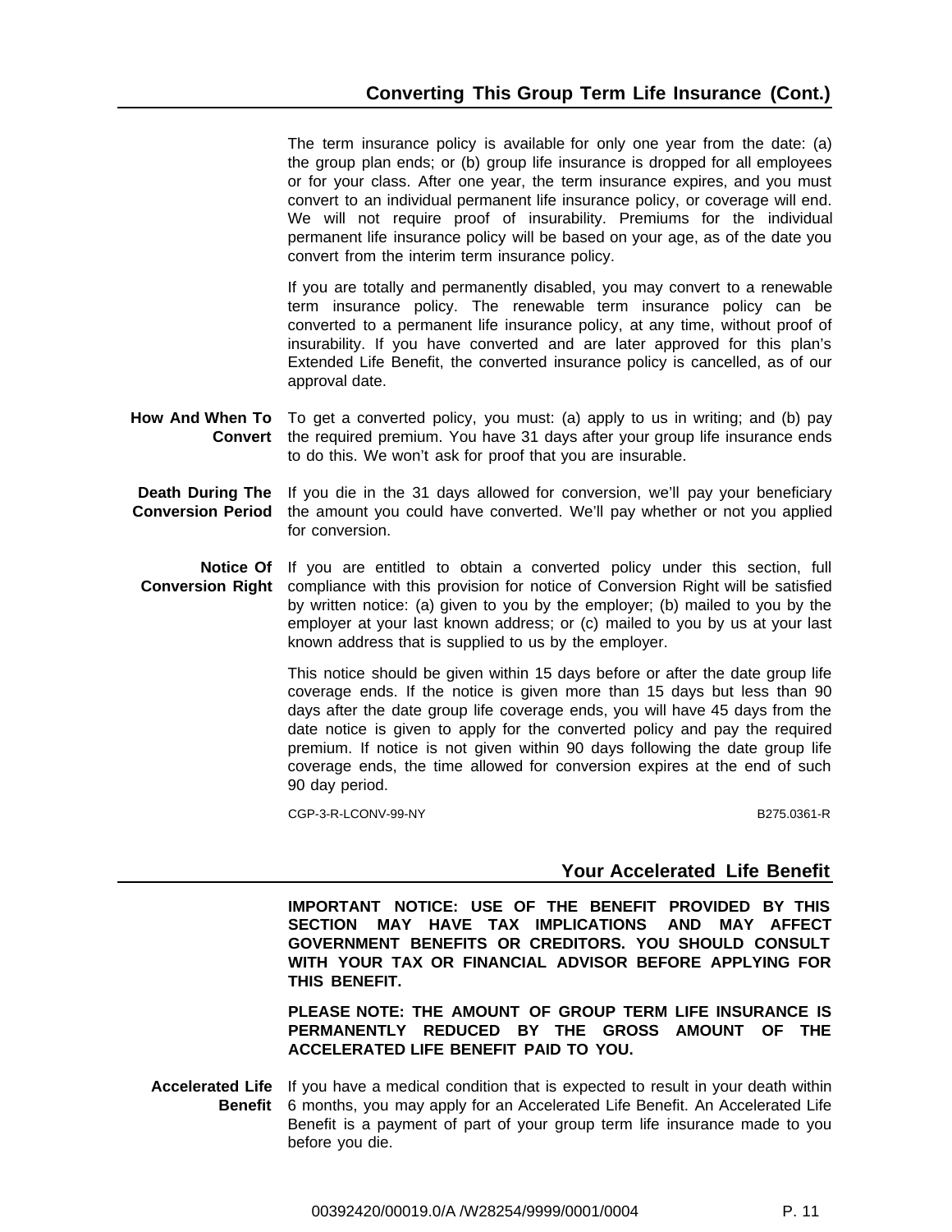## Converting This Group Term Life Insurance (Cont.)

The term insurance policy is available for only one year from the date: (a) the group plan ends; or (b) group life insurance is dropped for all employees or for your class. After one year, the term insurance expires, and you must convert to an individual permanent life insurance policy, or coverage will end. We will not require proof of insurability. Premiums for the individual permanent life insurance policy will be based on your age, as of the date you convert from the interim term insurance policy.

If you are totally and permanently disabled, you may convert to a renewable term insurance policy. The renewable term insurance policy can be converted to a permanent life insurance policy, at any time, without proof of insurability. If you have converted and are later approved for this plan's Extended Life Benefit, the converted insurance policy is cancelled, as of our approval date.

**How And When To Convert** To get a converted policy, you must: (a) apply to us in writing; and (b) pay the required premium. You have 31 days after your group life insurance ends to do this. We won't ask for proof that you are insurable.

**Death During The Conversion Period** If you die in the 31 days allowed for conversion, we'll pay your beneficiary the amount you could have converted. We'll pay whether or not you applied for conversion.

**Notice Of Conversion Right** If you are entitled to obtain a converted policy under this section, full compliance with this provision for notice of Conversion Right will be satisfied by written notice: (a) given to you by the employer; (b) mailed to you by the employer at your last known address; or (c) mailed to you by us at your last known address that is supplied to us by the employer.

This notice should be given within 15 days before or after the date group life coverage ends. If the notice is given more than 15 days but less than 90 days after the date group life coverage ends, you will have 45 days from the date notice is given to apply for the converted policy and pay the required premium. If notice is not given within 90 days following the date group life coverage ends, the time allowed for conversion expires at the end of such 90 day period.

CGP-3-R-LCONV-99-NY B275.0361-R

## Your Accelerated Life Benefit

**IMPORTANT NOTICE: USE OF THE BENEFIT PROVIDED BY THIS SECTION MAY HAVE TAX IMPLICATIONS AND MAY AFFECT GOVERNMENT BENEFITS OR CREDITORS. YOU SHOULD CONSULT WITH YOUR TAX OR FINANCIAL ADVISOR BEFORE APPLYING FOR THIS BENEFIT.**

**PLEASE NOTE: THE AMOUNT OF GROUP TERM LIFE INSURANCE IS PERMANENTLY REDUCED BY THE GROSS AMOUNT OF THE ACCELERATED LIFE BENEFIT PAID TO YOU.**

**Accelerated Life Benefit** If you have a medical condition that is expected to result in your death within 6 months, you may apply for an Accelerated Life Benefit. An Accelerated Life Benefit is a payment of part of your group term life insurance made to you before you die.

00392420/00019.0/A /W28254/9999/0001/0004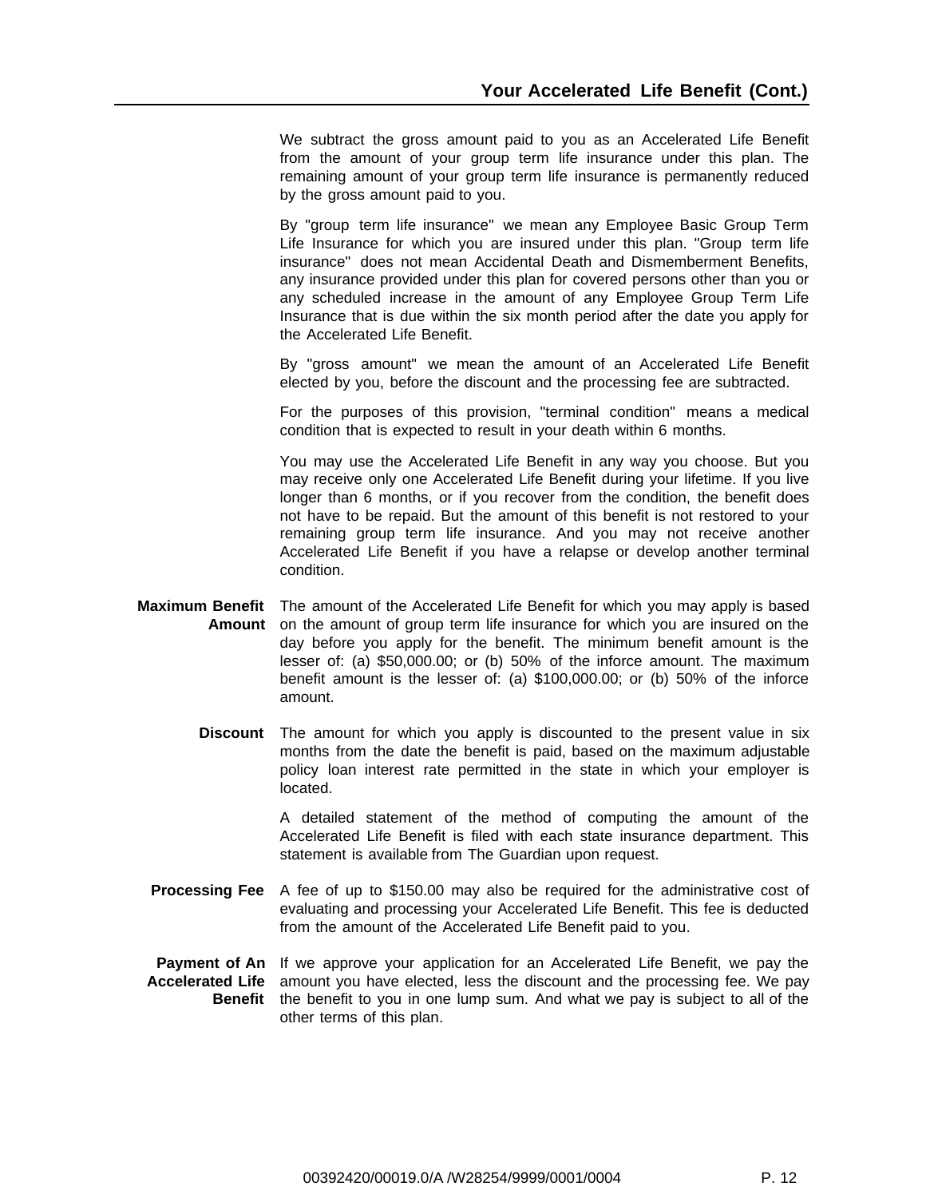## Your Accelerated Life Benefit (Cont.)

We subtract the gross amount paid to you as an Accelerated Life Benefit from the amount of your group term life insurance under this plan. The remaining amount of your group term life insurance is permanently reduced by the gross amount paid to you.

By "group term life insurance" we mean any Employee Basic Group Term Life Insurance for which you are insured under this plan. "Group term life insurance" does not mean Accidental Death and Dismemberment Benefits, any insurance provided under this plan for covered persons other than you or any scheduled increase in the amount of any Employee Group Term Life Insurance that is due within the six month period after the date you apply for the Accelerated Life Benefit.

By "gross amount" we mean the amount of an Accelerated Life Benefit elected by you, before the discount and the processing fee are subtracted.

For the purposes of this provision, "terminal condition" means a medical condition that is expected to result in your death within 6 months.

You may use the Accelerated Life Benefit in any way you choose. But you may receive only one Accelerated Life Benefit during your lifetime. If you live longer than 6 months, or if you recover from the condition, the benefit does not have to be repaid. But the amount of this benefit is not restored to your remaining group term life insurance. And you may not receive another Accelerated Life Benefit if you have a relapse or develop another terminal condition.

**Maximum Benefit Amount** The amount of the Accelerated Life Benefit for which you may apply is based on the amount of group term life insurance for which you are insured on the day before you apply for the benefit. The minimum benefit amount is the lesser of: (a) $50,000.00; or (b) 50% of the inforce amount. The maximum benefit amount is the lesser of: (a) $100,000.00; or (b) 50% of the inforce amount.

**Discount** The amount for which you apply is discounted to the present value in six months from the date the benefit is paid, based on the maximum adjustable policy loan interest rate permitted in the state in which your employer is located.

A detailed statement of the method of computing the amount of the Accelerated Life Benefit is filed with each state insurance department. This statement is available from The Guardian upon request.

**Processing Fee** A fee of up to $150.00 may also be required for the administrative cost of evaluating and processing your Accelerated Life Benefit. This fee is deducted from the amount of the Accelerated Life Benefit paid to you.

**Payment of An Accelerated Life Benefit** If we approve your application for an Accelerated Life Benefit, we pay the amount you have elected, less the discount and the processing fee. We pay the benefit to you in one lump sum. And what we pay is subject to all of the other terms of this plan.

00392420/00019.0/A /W28254/9999/0001/0004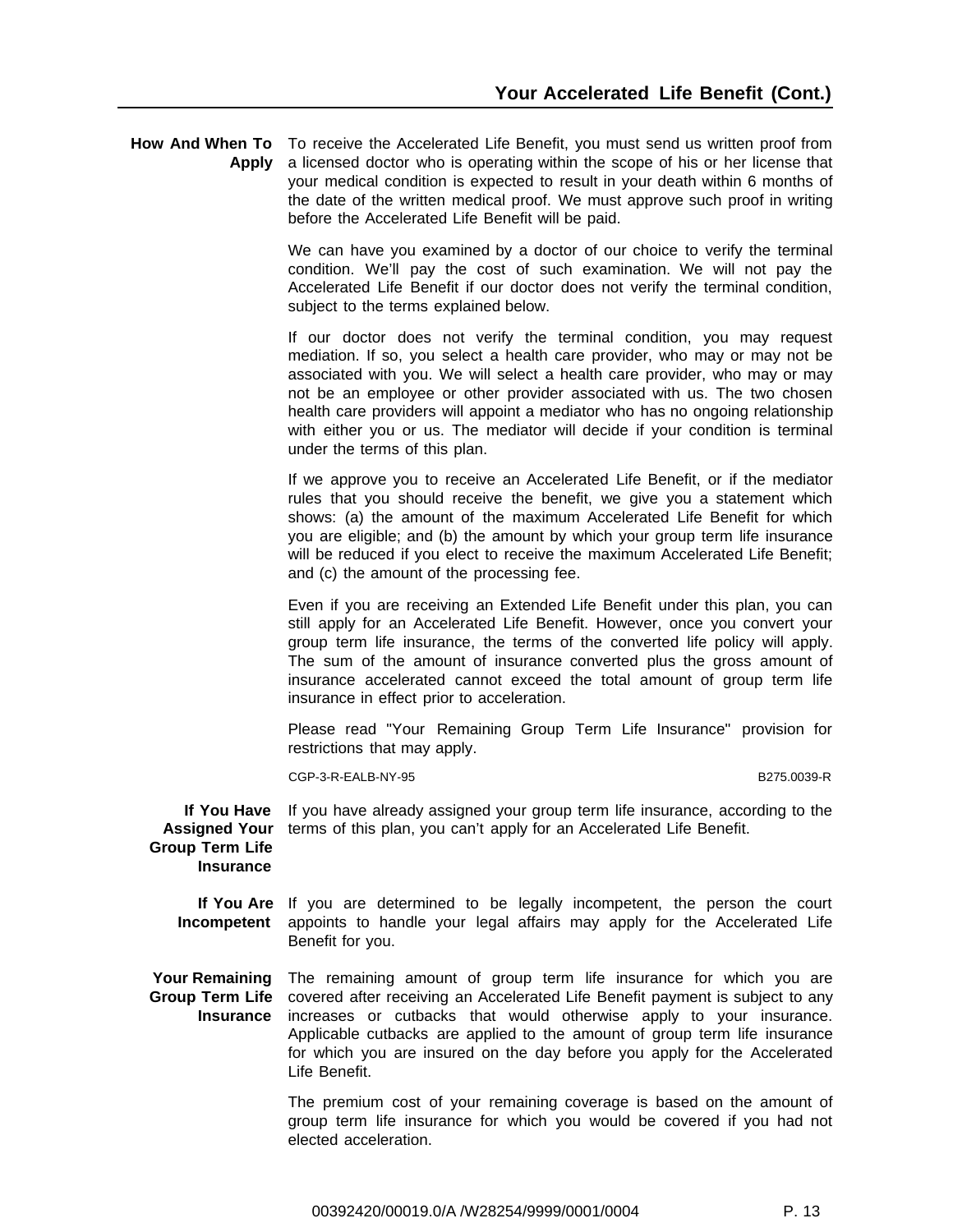## Your Accelerated Life Benefit (Cont.)

**How And When To Apply**

To receive the Accelerated Life Benefit, you must send us written proof from a licensed doctor who is operating within the scope of his or her license that your medical condition is expected to result in your death within 6 months of the date of the written medical proof. We must approve such proof in writing before the Accelerated Life Benefit will be paid.

We can have you examined by a doctor of our choice to verify the terminal condition. We'll pay the cost of such examination. We will not pay the Accelerated Life Benefit if our doctor does not verify the terminal condition, subject to the terms explained below.

If our doctor does not verify the terminal condition, you may request mediation. If so, you select a health care provider, who may or may not be associated with you. We will select a health care provider, who may or may not be an employee or other provider associated with us. The two chosen health care providers will appoint a mediator who has no ongoing relationship with either you or us. The mediator will decide if your condition is terminal under the terms of this plan.

If we approve you to receive an Accelerated Life Benefit, or if the mediator rules that you should receive the benefit, we give you a statement which shows: (a) the amount of the maximum Accelerated Life Benefit for which you are eligible; and (b) the amount by which your group term life insurance will be reduced if you elect to receive the maximum Accelerated Life Benefit; and (c) the amount of the processing fee.

Even if you are receiving an Extended Life Benefit under this plan, you can still apply for an Accelerated Life Benefit. However, once you convert your group term life insurance, the terms of the converted life policy will apply. The sum of the amount of insurance converted plus the gross amount of insurance accelerated cannot exceed the total amount of group term life insurance in effect prior to acceleration.

Please read "Your Remaining Group Term Life Insurance" provision for restrictions that may apply.

CGP-3-R-EALB-NY-95 B275.0039-R

**If You Have Assigned Your Group Term Life Insurance**

If you have already assigned your group term life insurance, according to the terms of this plan, you can't apply for an Accelerated Life Benefit.

**If You Are Incompetent**

If you are determined to be legally incompetent, the person the court appoints to handle your legal affairs may apply for the Accelerated Life Benefit for you.

**Your Remaining Group Term Life Insurance**

The remaining amount of group term life insurance for which you are covered after receiving an Accelerated Life Benefit payment is subject to any increases or cutbacks that would otherwise apply to your insurance. Applicable cutbacks are applied to the amount of group term life insurance for which you are insured on the day before you apply for the Accelerated Life Benefit.

The premium cost of your remaining coverage is based on the amount of group term life insurance for which you would be covered if you had not elected acceleration.

00392420/00019.0/A /W28254/9999/0001/0004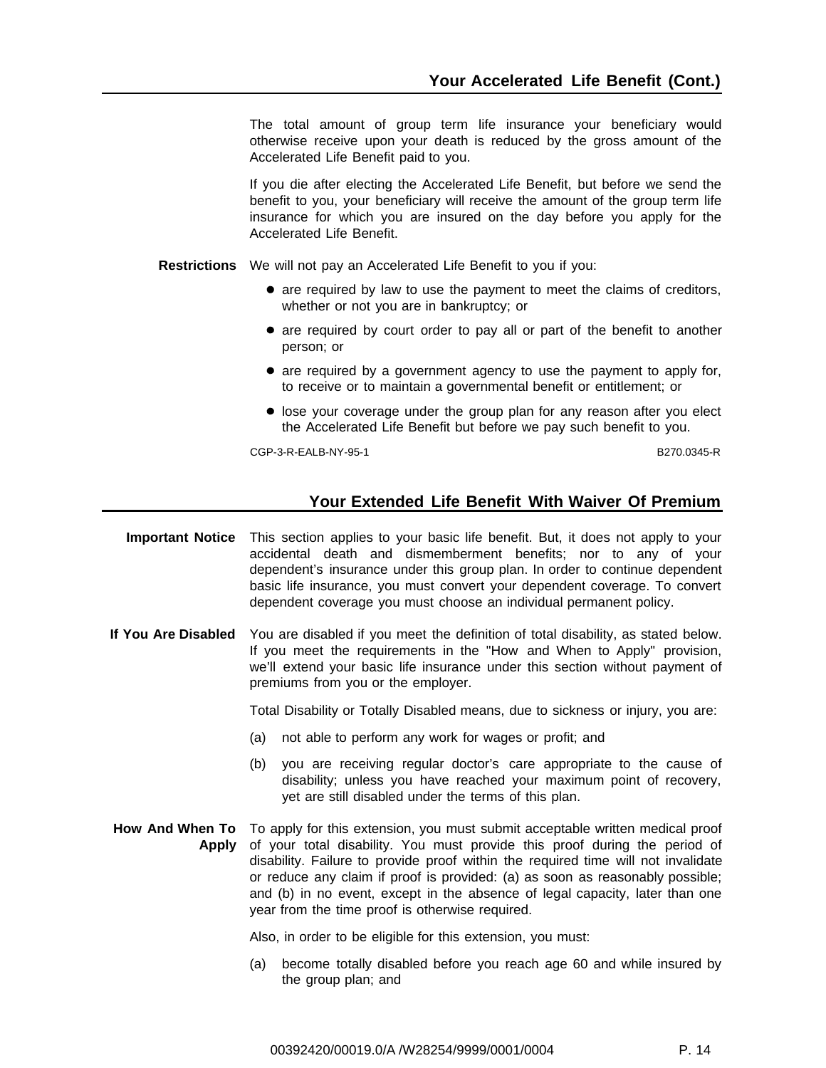## Your Accelerated Life Benefit (Cont.)

The total amount of group term life insurance your beneficiary would otherwise receive upon your death is reduced by the gross amount of the Accelerated Life Benefit paid to you.

If you die after electing the Accelerated Life Benefit, but before we send the benefit to you, your beneficiary will receive the amount of the group term life insurance for which you are insured on the day before you apply for the Accelerated Life Benefit.

**Restrictions** We will not pay an Accelerated Life Benefit to you if you:

- are required by law to use the payment to meet the claims of creditors, whether or not you are in bankruptcy; or
- are required by court order to pay all or part of the benefit to another person; or
- are required by a government agency to use the payment to apply for, to receive or to maintain a governmental benefit or entitlement; or
- lose your coverage under the group plan for any reason after you elect the Accelerated Life Benefit but before we pay such benefit to you.

CGP-3-R-EALB-NY-95-1 B270.0345-R

## Your Extended Life Benefit With Waiver Of Premium

**Important Notice** This section applies to your basic life benefit. But, it does not apply to your accidental death and dismemberment benefits; nor to any of your dependent's insurance under this group plan. In order to continue dependent basic life insurance, you must convert your dependent coverage. To convert dependent coverage you must choose an individual permanent policy.

**If You Are Disabled** You are disabled if you meet the definition of total disability, as stated below. If you meet the requirements in the "How and When to Apply" provision, we'll extend your basic life insurance under this section without payment of premiums from you or the employer.

Total Disability or Totally Disabled means, due to sickness or injury, you are:

(a) not able to perform any work for wages or profit; and

(b) you are receiving regular doctor's care appropriate to the cause of disability; unless you have reached your maximum point of recovery, yet are still disabled under the terms of this plan.

**How And When To Apply** To apply for this extension, you must submit acceptable written medical proof of your total disability. You must provide this proof during the period of disability. Failure to provide proof within the required time will not invalidate or reduce any claim if proof is provided: (a) as soon as reasonably possible; and (b) in no event, except in the absence of legal capacity, later than one year from the time proof is otherwise required.

Also, in order to be eligible for this extension, you must:

(a) become totally disabled before you reach age 60 and while insured by the group plan; and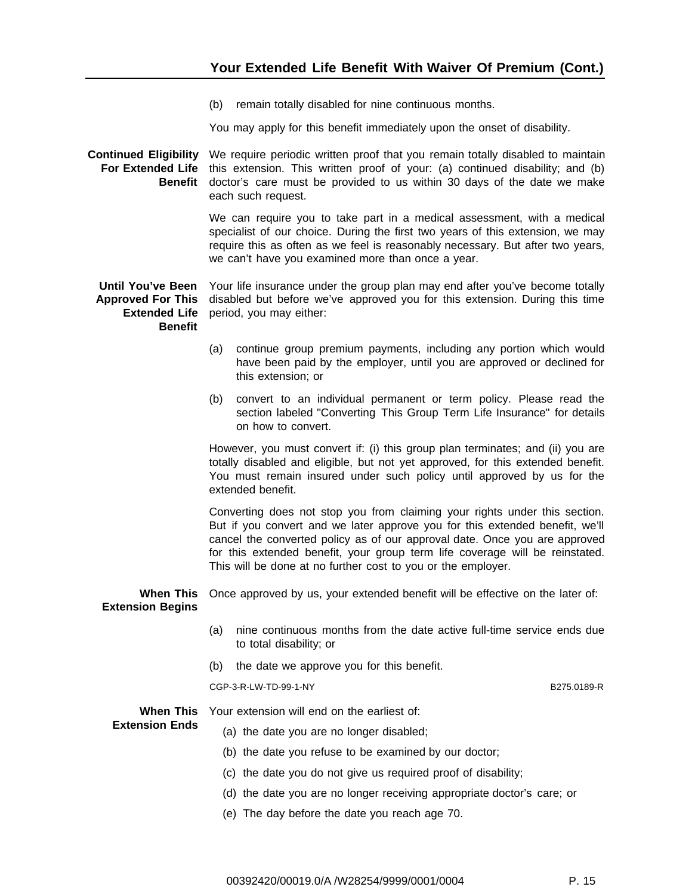## Your Extended Life Benefit With Waiver Of Premium (Cont.)

(b) remain totally disabled for nine continuous months.

You may apply for this benefit immediately upon the onset of disability.

**Continued Eligibility For Extended Life Benefit**

We require periodic written proof that you remain totally disabled to maintain this extension. This written proof of your: (a) continued disability; and (b) doctor's care must be provided to us within 30 days of the date we make each such request.

We can require you to take part in a medical assessment, with a medical specialist of our choice. During the first two years of this extension, we may require this as often as we feel is reasonably necessary. But after two years, we can't have you examined more than once a year.

**Until You've Been Approved For This Extended Life Benefit**

Your life insurance under the group plan may end after you've become totally disabled but before we've approved you for this extension. During this time period, you may either:

(a) continue group premium payments, including any portion which would have been paid by the employer, until you are approved or declined for this extension; or

(b) convert to an individual permanent or term policy. Please read the section labeled "Converting This Group Term Life Insurance" for details on how to convert.

However, you must convert if: (i) this group plan terminates; and (ii) you are totally disabled and eligible, but not yet approved, for this extended benefit. You must remain insured under such policy until approved by us for the extended benefit.

Converting does not stop you from claiming your rights under this section. But if you convert and we later approve you for this extended benefit, we'll cancel the converted policy as of our approval date. Once you are approved for this extended benefit, your group term life coverage will be reinstated. This will be done at no further cost to you or the employer.

**When This Extension Begins**

Once approved by us, your extended benefit will be effective on the later of:

(a) nine continuous months from the date active full-time service ends due to total disability; or

(b) the date we approve you for this benefit.

CGP-3-R-LW-TD-99-1-NY B275.0189-R

**When This Extension Ends**

Your extension will end on the earliest of:

(a) the date you are no longer disabled;

(b) the date you refuse to be examined by our doctor;

(c) the date you do not give us required proof of disability;

(d) the date you are no longer receiving appropriate doctor's care; or

(e) The day before the date you reach age 70.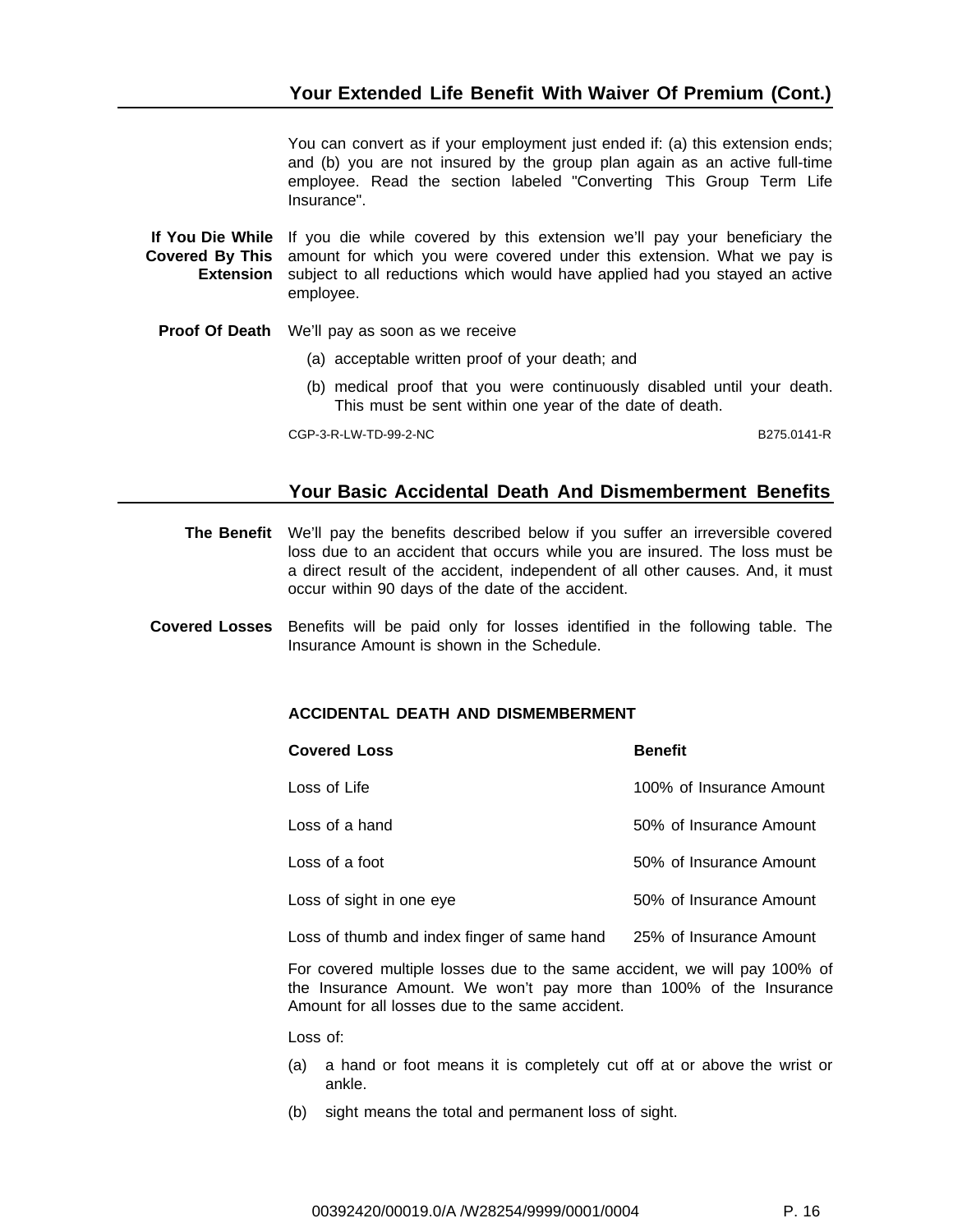## Your Extended Life Benefit With Waiver Of Premium (Cont.)

You can convert as if your employment just ended if: (a) this extension ends; and (b) you are not insured by the group plan again as an active full-time employee. Read the section labeled "Converting This Group Term Life Insurance".

**If You Die While Covered By This Extension** If you die while covered by this extension we'll pay your beneficiary the amount for which you were covered under this extension. What we pay is subject to all reductions which would have applied had you stayed an active employee.

**Proof Of Death** We'll pay as soon as we receive

(a) acceptable written proof of your death; and

(b) medical proof that you were continuously disabled until your death. This must be sent within one year of the date of death.

CGP-3-R-LW-TD-99-2-NC B275.0141-R

## Your Basic Accidental Death And Dismemberment Benefits

**The Benefit** We'll pay the benefits described below if you suffer an irreversible covered loss due to an accident that occurs while you are insured. The loss must be a direct result of the accident, independent of all other causes. And, it must occur within 90 days of the date of the accident.

**Covered Losses** Benefits will be paid only for losses identified in the following table. The Insurance Amount is shown in the Schedule.

**ACCIDENTAL DEATH AND DISMEMBERMENT**

| Covered Loss | Benefit |
|---|---|
| Loss of Life | 100% of Insurance Amount |
| Loss of a hand | 50% of Insurance Amount |
| Loss of a foot | 50% of Insurance Amount |
| Loss of sight in one eye | 50% of Insurance Amount |
| Loss of thumb and index finger of same hand | 25% of Insurance Amount |

For covered multiple losses due to the same accident, we will pay 100% of the Insurance Amount. We won't pay more than 100% of the Insurance Amount for all losses due to the same accident.

Loss of:

(a) a hand or foot means it is completely cut off at or above the wrist or ankle.

(b) sight means the total and permanent loss of sight.

00392420/00019.0/A /W28254/9999/0001/0004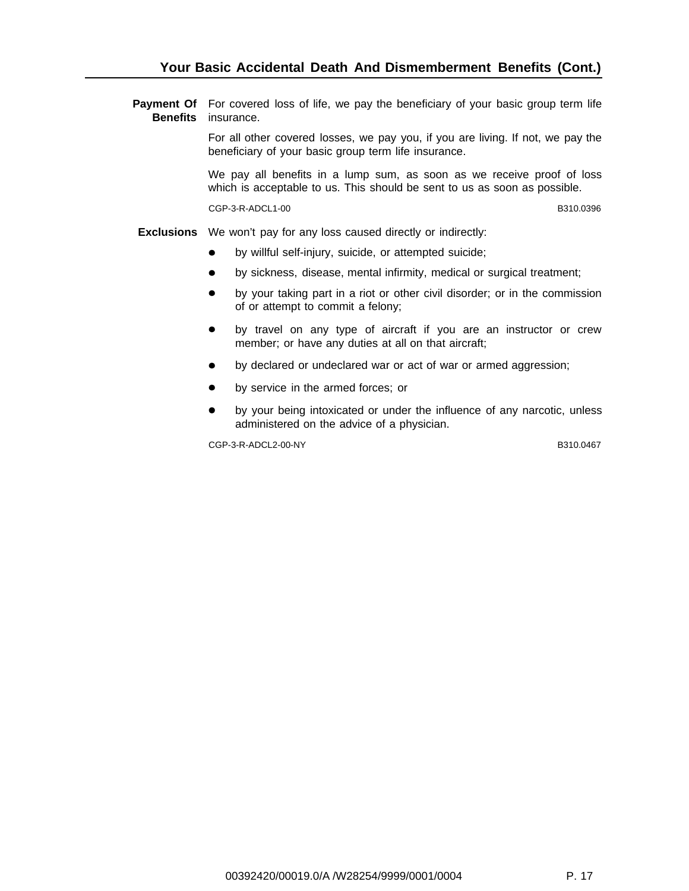## Your Basic Accidental Death And Dismemberment Benefits (Cont.)

**Payment Of Benefits**

For covered loss of life, we pay the beneficiary of your basic group term life insurance.

For all other covered losses, we pay you, if you are living. If not, we pay the beneficiary of your basic group term life insurance.

We pay all benefits in a lump sum, as soon as we receive proof of loss which is acceptable to us. This should be sent to us as soon as possible.

CGP-3-R-ADCL1-00 B310.0396

**Exclusions**

We won't pay for any loss caused directly or indirectly:

- by willful self-injury, suicide, or attempted suicide;
- by sickness, disease, mental infirmity, medical or surgical treatment;
- by your taking part in a riot or other civil disorder; or in the commission of or attempt to commit a felony;
- by travel on any type of aircraft if you are an instructor or crew member; or have any duties at all on that aircraft;
- by declared or undeclared war or act of war or armed aggression;
- by service in the armed forces; or
- by your being intoxicated or under the influence of any narcotic, unless administered on the advice of a physician.

CGP-3-R-ADCL2-00-NY B310.0467

00392420/00019.0/A /W28254/9999/0001/0004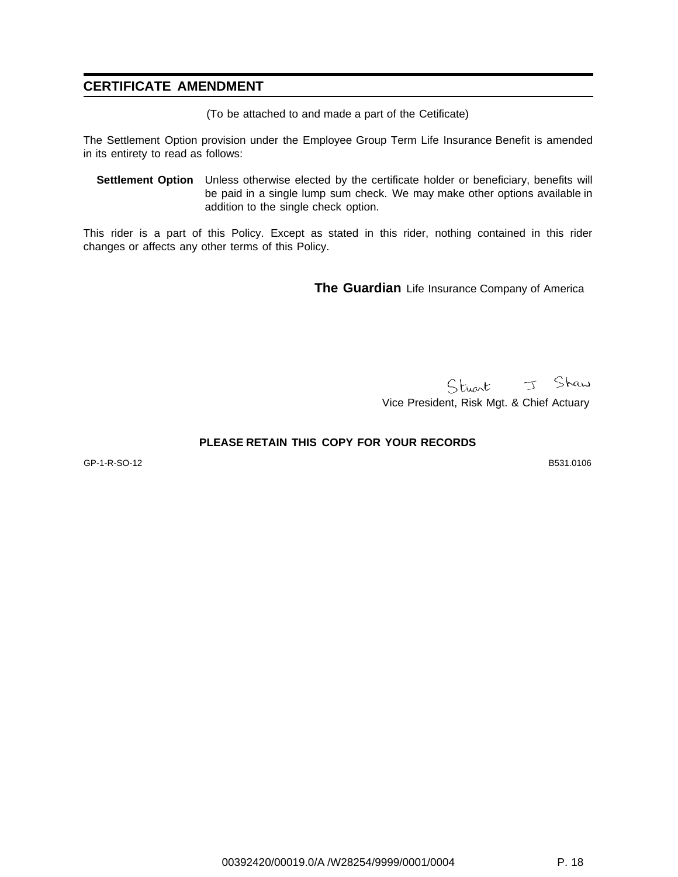## CERTIFICATE AMENDMENT

(To be attached to and made a part of the Cetificate)

The Settlement Option provision under the Employee Group Term Life Insurance Benefit is amended in its entirety to read as follows:

**Settlement Option** Unless otherwise elected by the certificate holder or beneficiary, benefits will be paid in a single lump sum check. We may make other options available in addition to the single check option.

This rider is a part of this Policy. Except as stated in this rider, nothing contained in this rider changes or affects any other terms of this Policy.

**The Guardian** Life Insurance Company of America

Stuart J Shaw

Vice President, Risk Mgt. & Chief Actuary

**PLEASE RETAIN THIS COPY FOR YOUR RECORDS**

GP-1-R-SO-12 B531.0106

00392420/00019.0/A /W28254/9999/0001/0004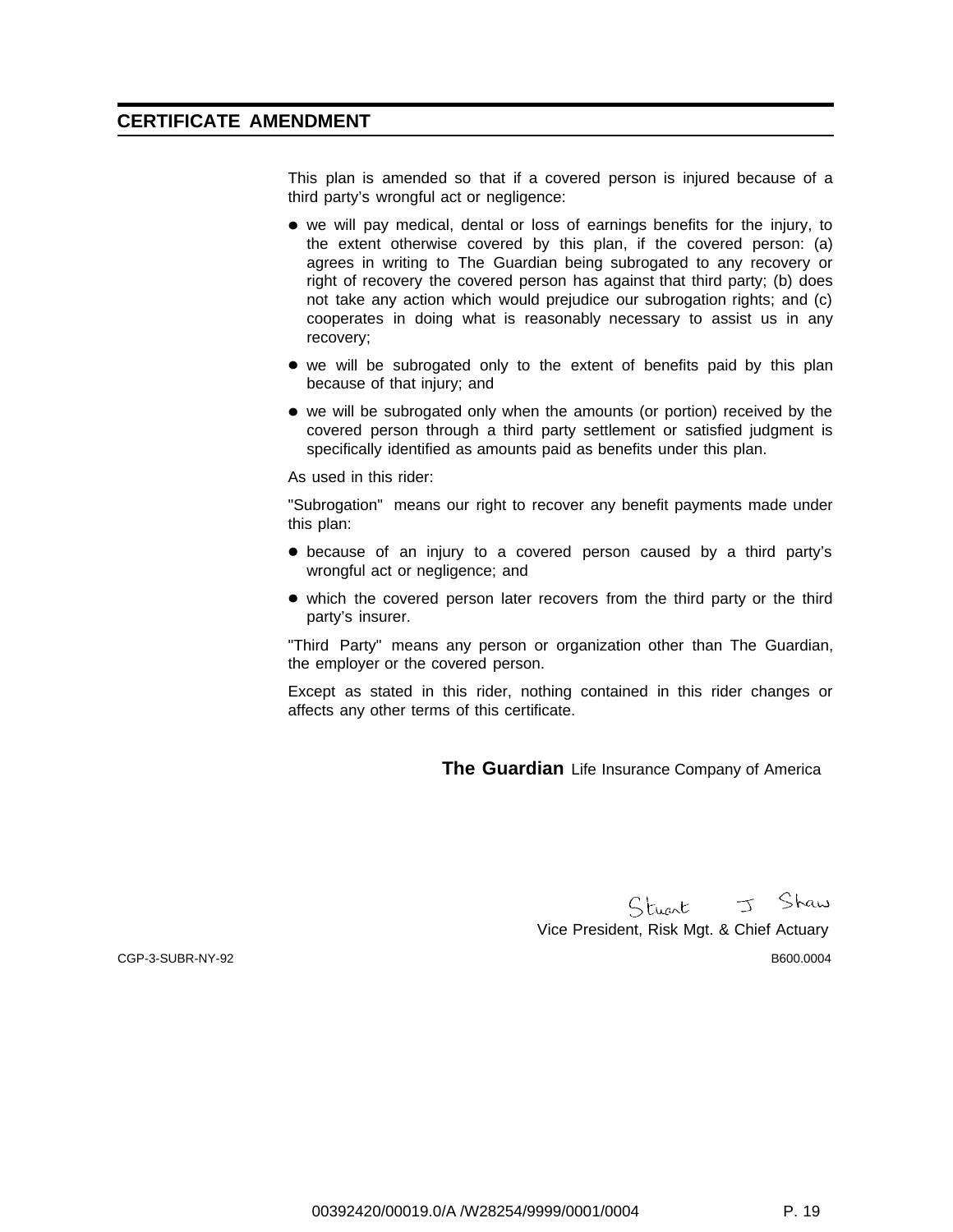## CERTIFICATE AMENDMENT

This plan is amended so that if a covered person is injured because of a third party's wrongful act or negligence:

- we will pay medical, dental or loss of earnings benefits for the injury, to the extent otherwise covered by this plan, if the covered person: (a) agrees in writing to The Guardian being subrogated to any recovery or right of recovery the covered person has against that third party; (b) does not take any action which would prejudice our subrogation rights; and (c) cooperates in doing what is reasonably necessary to assist us in any recovery;
- we will be subrogated only to the extent of benefits paid by this plan because of that injury; and
- we will be subrogated only when the amounts (or portion) received by the covered person through a third party settlement or satisfied judgment is specifically identified as amounts paid as benefits under this plan.

As used in this rider:

"Subrogation" means our right to recover any benefit payments made under this plan:

- because of an injury to a covered person caused by a third party's wrongful act or negligence; and
- which the covered person later recovers from the third party or the third party's insurer.

"Third Party" means any person or organization other than The Guardian, the employer or the covered person.

Except as stated in this rider, nothing contained in this rider changes or affects any other terms of this certificate.

**The Guardian** Life Insurance Company of America

Stuart J Shaw
Vice President, Risk Mgt. & Chief Actuary

CGP-3-SUBR-NY-92 B600.0004

00392420/00019.0/A /W28254/9999/0001/0004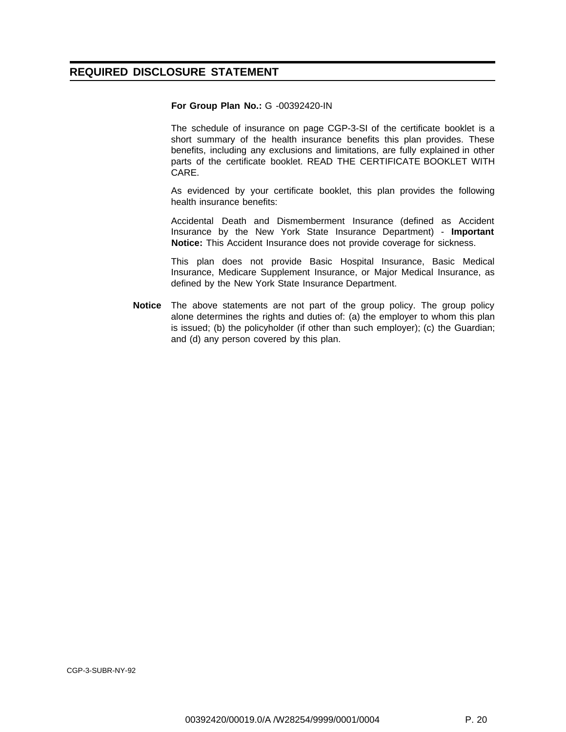## REQUIRED DISCLOSURE STATEMENT

**For Group Plan No.:** G -00392420-IN

The schedule of insurance on page CGP-3-SI of the certificate booklet is a short summary of the health insurance benefits this plan provides. These benefits, including any exclusions and limitations, are fully explained in other parts of the certificate booklet. READ THE CERTIFICATE BOOKLET WITH CARE.

As evidenced by your certificate booklet, this plan provides the following health insurance benefits:

Accidental Death and Dismemberment Insurance (defined as Accident Insurance by the New York State Insurance Department) - **Important Notice:** This Accident Insurance does not provide coverage for sickness.

This plan does not provide Basic Hospital Insurance, Basic Medical Insurance, Medicare Supplement Insurance, or Major Medical Insurance, as defined by the New York State Insurance Department.

**Notice** The above statements are not part of the group policy. The group policy alone determines the rights and duties of: (a) the employer to whom this plan is issued; (b) the policyholder (if other than such employer); (c) the Guardian; and (d) any person covered by this plan.

CGP-3-SUBR-NY-92

00392420/00019.0/A /W28254/9999/0001/0004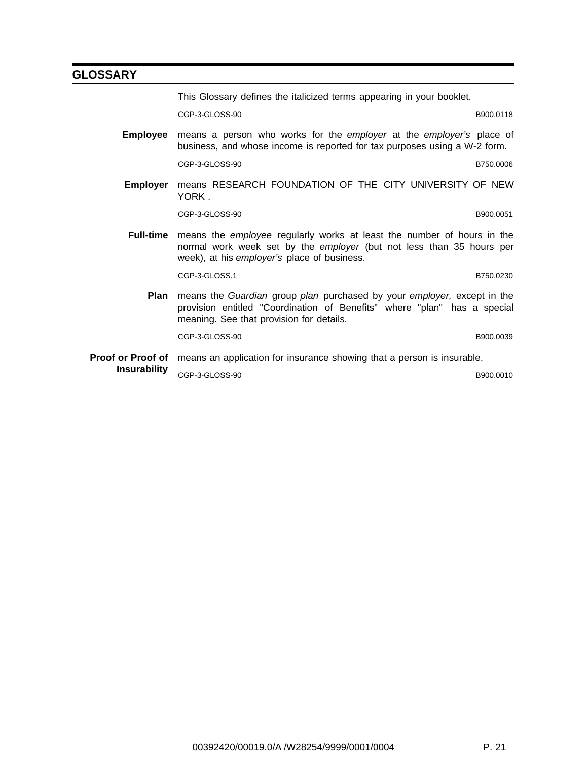## GLOSSARY

This Glossary defines the italicized terms appearing in your booklet.

CGP-3-GLOSS-90 B900.0118

**Employee** means a person who works for the *employer* at the *employer's* place of business, and whose income is reported for tax purposes using a W-2 form.

CGP-3-GLOSS-90 B750.0006

**Employer** means RESEARCH FOUNDATION OF THE CITY UNIVERSITY OF NEW YORK .

CGP-3-GLOSS-90 B900.0051

**Full-time** means the *employee* regularly works at least the number of hours in the normal work week set by the *employer* (but not less than 35 hours per week), at his *employer's* place of business.

CGP-3-GLOSS.1 B750.0230

**Plan** means the *Guardian* group *plan* purchased by your *employer,* except in the provision entitled "Coordination of Benefits" where "plan" has a special meaning. See that provision for details.

CGP-3-GLOSS-90 B900.0039

**Proof or Proof of Insurability** means an application for insurance showing that a person is insurable.

CGP-3-GLOSS-90 B900.0010

00392420/00019.0/A /W28254/9999/0001/0004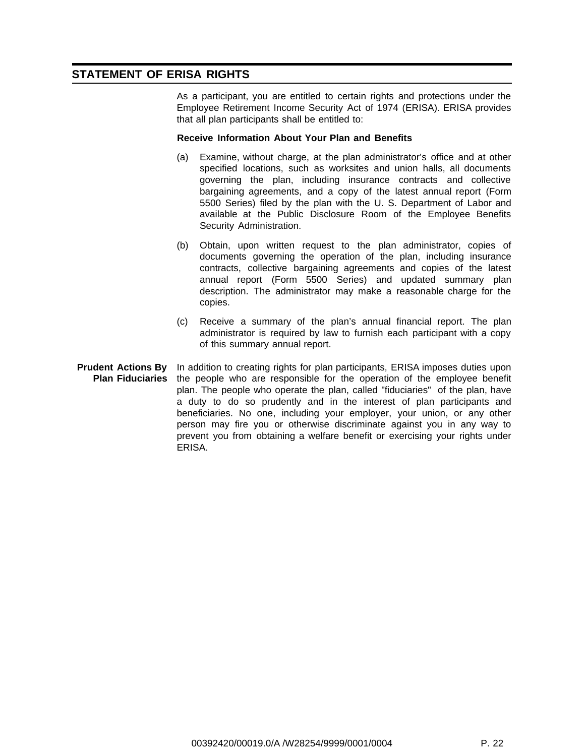## STATEMENT OF ERISA RIGHTS

As a participant, you are entitled to certain rights and protections under the Employee Retirement Income Security Act of 1974 (ERISA). ERISA provides that all plan participants shall be entitled to:

**Receive Information About Your Plan and Benefits**

(a) Examine, without charge, at the plan administrator's office and at other specified locations, such as worksites and union halls, all documents governing the plan, including insurance contracts and collective bargaining agreements, and a copy of the latest annual report (Form 5500 Series) filed by the plan with the U. S. Department of Labor and available at the Public Disclosure Room of the Employee Benefits Security Administration.

(b) Obtain, upon written request to the plan administrator, copies of documents governing the operation of the plan, including insurance contracts, collective bargaining agreements and copies of the latest annual report (Form 5500 Series) and updated summary plan description. The administrator may make a reasonable charge for the copies.

(c) Receive a summary of the plan's annual financial report. The plan administrator is required by law to furnish each participant with a copy of this summary annual report.

**Prudent Actions By Plan Fiduciaries**

In addition to creating rights for plan participants, ERISA imposes duties upon the people who are responsible for the operation of the employee benefit plan. The people who operate the plan, called "fiduciaries" of the plan, have a duty to do so prudently and in the interest of plan participants and beneficiaries. No one, including your employer, your union, or any other person may fire you or otherwise discriminate against you in any way to prevent you from obtaining a welfare benefit or exercising your rights under ERISA.

00392420/00019.0/A /W28254/9999/0001/0004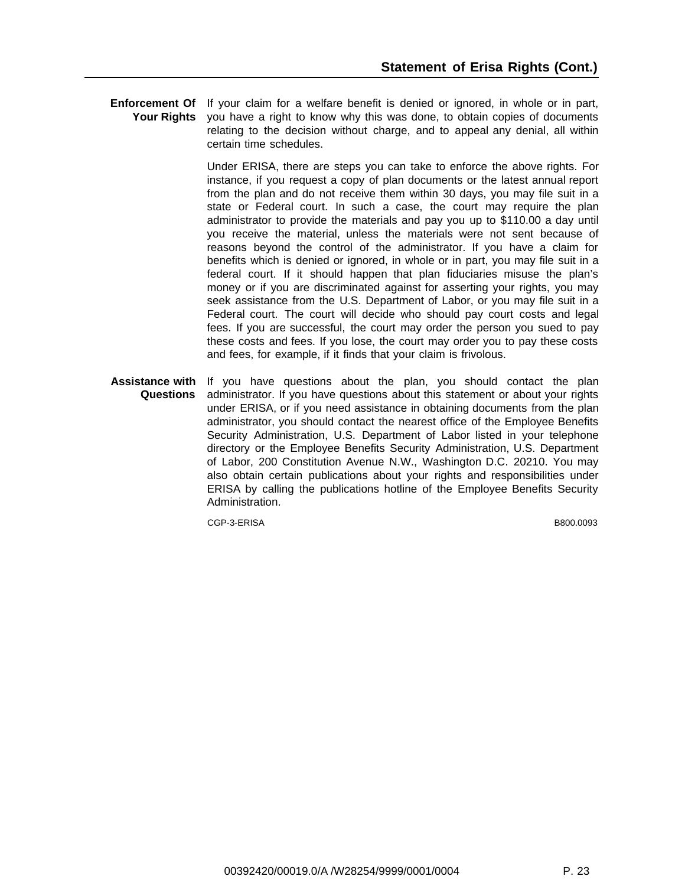## Statement of Erisa Rights (Cont.)

**Enforcement Of Your Rights**

If your claim for a welfare benefit is denied or ignored, in whole or in part, you have a right to know why this was done, to obtain copies of documents relating to the decision without charge, and to appeal any denial, all within certain time schedules.

Under ERISA, there are steps you can take to enforce the above rights. For instance, if you request a copy of plan documents or the latest annual report from the plan and do not receive them within 30 days, you may file suit in a state or Federal court. In such a case, the court may require the plan administrator to provide the materials and pay you up to $110.00 a day until you receive the material, unless the materials were not sent because of reasons beyond the control of the administrator. If you have a claim for benefits which is denied or ignored, in whole or in part, you may file suit in a federal court. If it should happen that plan fiduciaries misuse the plan's money or if you are discriminated against for asserting your rights, you may seek assistance from the U.S. Department of Labor, or you may file suit in a Federal court. The court will decide who should pay court costs and legal fees. If you are successful, the court may order the person you sued to pay these costs and fees. If you lose, the court may order you to pay these costs and fees, for example, if it finds that your claim is frivolous.

**Assistance with Questions**

If you have questions about the plan, you should contact the plan administrator. If you have questions about this statement or about your rights under ERISA, or if you need assistance in obtaining documents from the plan administrator, you should contact the nearest office of the Employee Benefits Security Administration, U.S. Department of Labor listed in your telephone directory or the Employee Benefits Security Administration, U.S. Department of Labor, 200 Constitution Avenue N.W., Washington D.C. 20210. You may also obtain certain publications about your rights and responsibilities under ERISA by calling the publications hotline of the Employee Benefits Security Administration.

CGP-3-ERISA B800.0093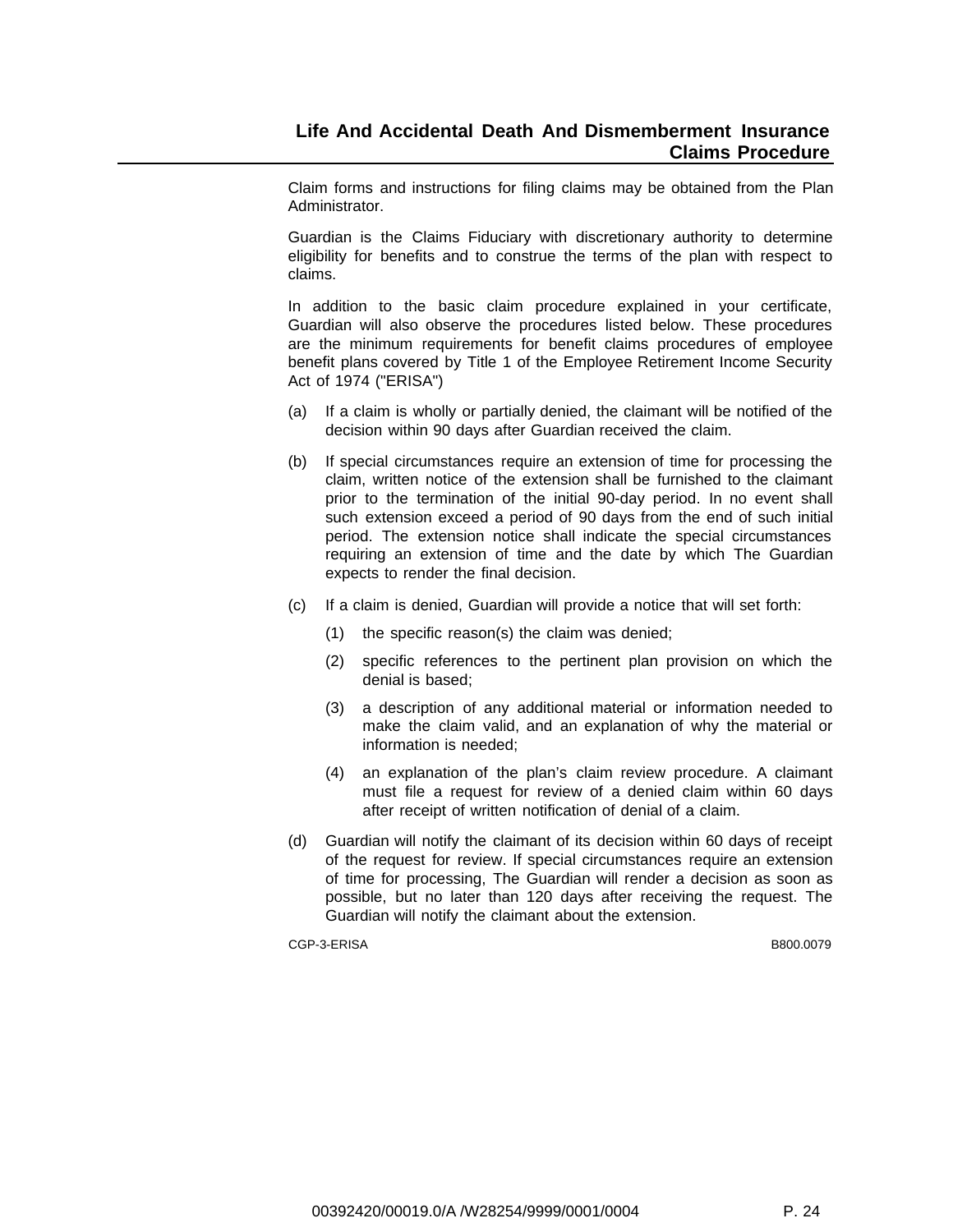## Life And Accidental Death And Dismemberment Insurance Claims Procedure

Claim forms and instructions for filing claims may be obtained from the Plan Administrator.

Guardian is the Claims Fiduciary with discretionary authority to determine eligibility for benefits and to construe the terms of the plan with respect to claims.

In addition to the basic claim procedure explained in your certificate, Guardian will also observe the procedures listed below. These procedures are the minimum requirements for benefit claims procedures of employee benefit plans covered by Title 1 of the Employee Retirement Income Security Act of 1974 ("ERISA")

(a) If a claim is wholly or partially denied, the claimant will be notified of the decision within 90 days after Guardian received the claim.

(b) If special circumstances require an extension of time for processing the claim, written notice of the extension shall be furnished to the claimant prior to the termination of the initial 90-day period. In no event shall such extension exceed a period of 90 days from the end of such initial period. The extension notice shall indicate the special circumstances requiring an extension of time and the date by which The Guardian expects to render the final decision.

(c) If a claim is denied, Guardian will provide a notice that will set forth:

   (1) the specific reason(s) the claim was denied;

   (2) specific references to the pertinent plan provision on which the denial is based;

   (3) a description of any additional material or information needed to make the claim valid, and an explanation of why the material or information is needed;

   (4) an explanation of the plan's claim review procedure. A claimant must file a request for review of a denied claim within 60 days after receipt of written notification of denial of a claim.

(d) Guardian will notify the claimant of its decision within 60 days of receipt of the request for review. If special circumstances require an extension of time for processing, The Guardian will render a decision as soon as possible, but no later than 120 days after receiving the request. The Guardian will notify the claimant about the extension.

CGP-3-ERISA B800.0079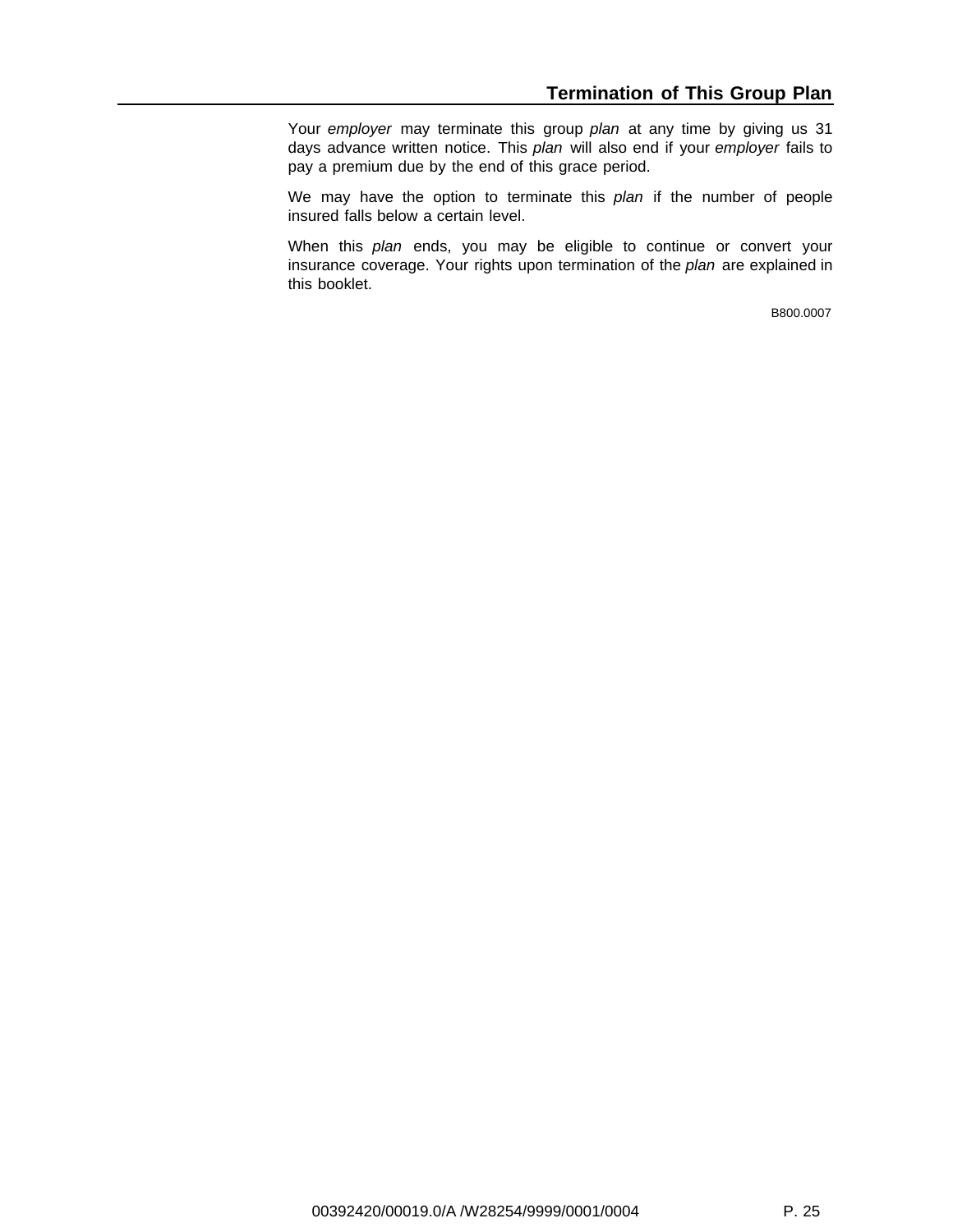## Termination of This Group Plan

Your *employer* may terminate this group *plan* at any time by giving us 31 days advance written notice. This *plan* will also end if your *employer* fails to pay a premium due by the end of this grace period.

We may have the option to terminate this *plan* if the number of people insured falls below a certain level.

When this *plan* ends, you may be eligible to continue or convert your insurance coverage. Your rights upon termination of the *plan* are explained in this booklet.

B800.0007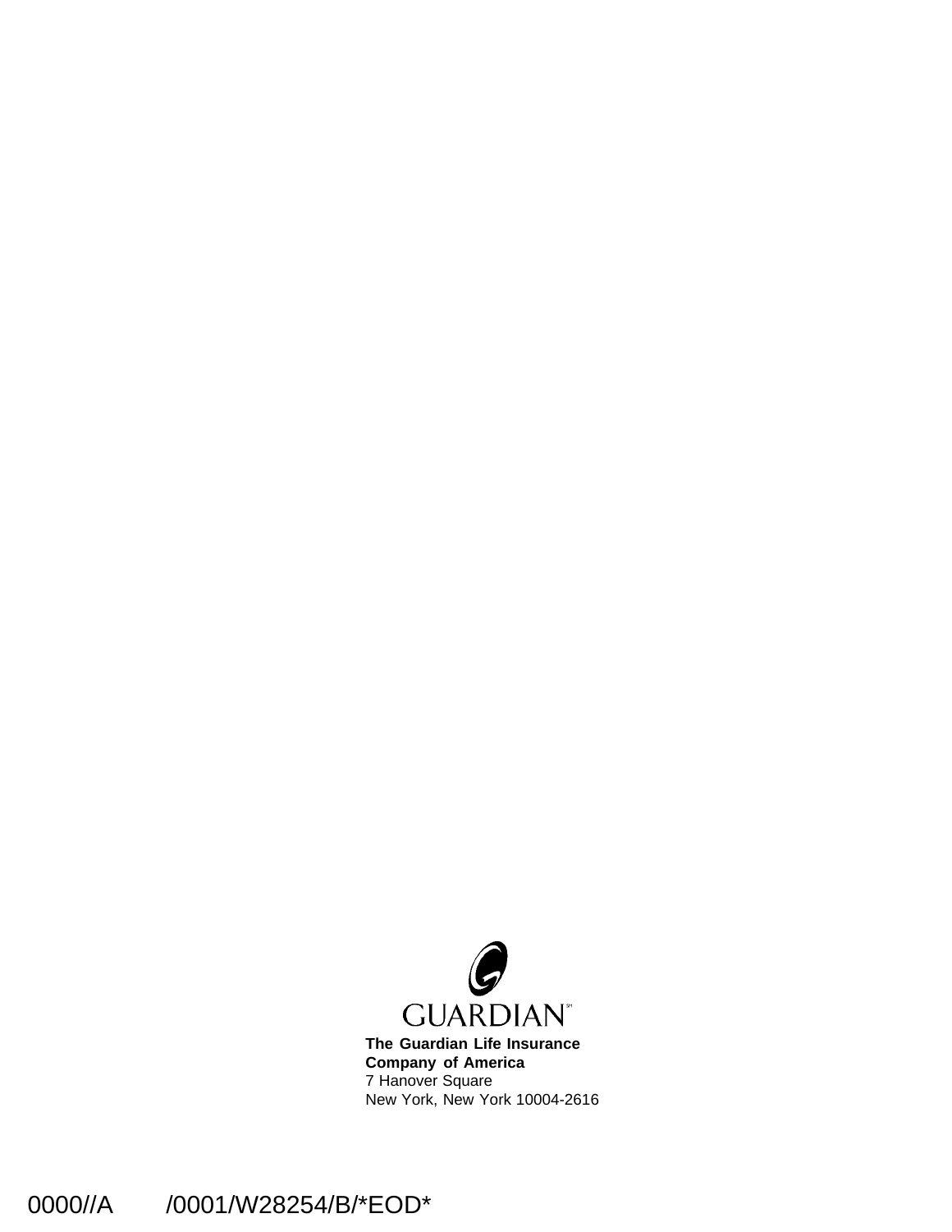GUARDIAN℠

**The Guardian Life Insurance Company of America**
7 Hanover Square
New York, New York 10004-2616

0000//A /0001/W28254/B/*EOD*